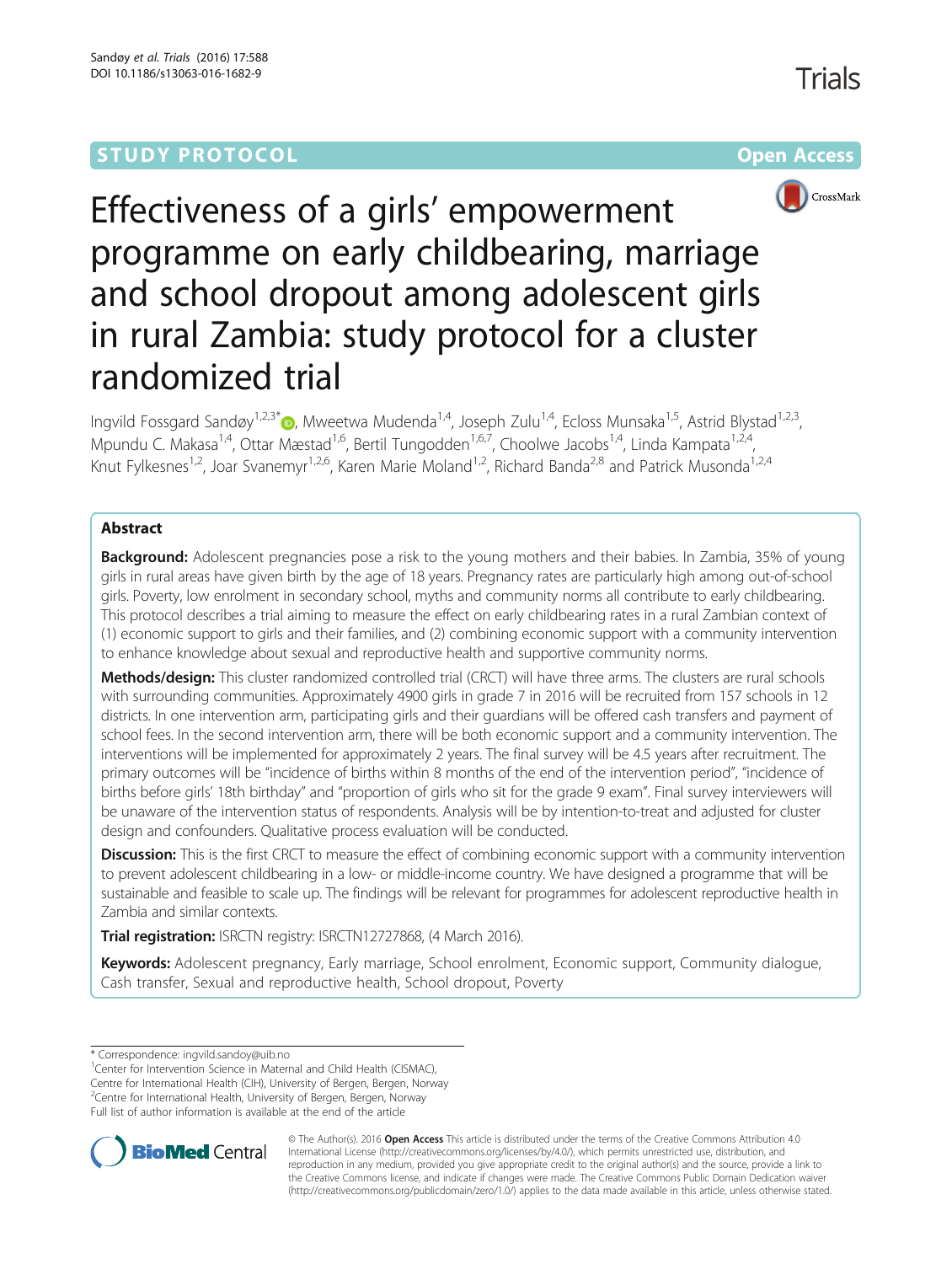STUDY PROTOCOL Open Access

# Effectiveness of a girls' empowerment programme on early childbearing, marriage and school dropout among adolescent girls in rural Zambia: study protocol for a cluster randomized trial

Ingvild Fossgard Sandøy[1,2,3*], Mweetwa Mudenda[1,4], Joseph Zulu[1,4], Ecloss Munsaka[1,5], Astrid Blystad[1,2,3], Mpundu C. Makasa[1,4], Ottar Mæstad[1,6], Bertil Tungodden[1,6,7], Choolwe Jacobs[1,4], Linda Kampata[1,2,4], Knut Fylkesnes[1,2], Joar Svanemyr[1,2,6], Karen Marie Moland[1,2], Richard Banda[2,8] and Patrick Musonda[1,2,4]

## Abstract

**Background:** Adolescent pregnancies pose a risk to the young mothers and their babies. In Zambia, 35% of young girls in rural areas have given birth by the age of 18 years. Pregnancy rates are particularly high among out-of-school girls. Poverty, low enrolment in secondary school, myths and community norms all contribute to early childbearing. This protocol describes a trial aiming to measure the effect on early childbearing rates in a rural Zambian context of (1) economic support to girls and their families, and (2) combining economic support with a community intervention to enhance knowledge about sexual and reproductive health and supportive community norms.

**Methods/design:** This cluster randomized controlled trial (CRCT) will have three arms. The clusters are rural schools with surrounding communities. Approximately 4900 girls in grade 7 in 2016 will be recruited from 157 schools in 12 districts. In one intervention arm, participating girls and their guardians will be offered cash transfers and payment of school fees. In the second intervention arm, there will be both economic support and a community intervention. The interventions will be implemented for approximately 2 years. The final survey will be 4.5 years after recruitment. The primary outcomes will be "incidence of births within 8 months of the end of the intervention period", "incidence of births before girls' 18th birthday" and "proportion of girls who sit for the grade 9 exam". Final survey interviewers will be unaware of the intervention status of respondents. Analysis will be by intention-to-treat and adjusted for cluster design and confounders. Qualitative process evaluation will be conducted.

**Discussion:** This is the first CRCT to measure the effect of combining economic support with a community intervention to prevent adolescent childbearing in a low- or middle-income country. We have designed a programme that will be sustainable and feasible to scale up. The findings will be relevant for programmes for adolescent reproductive health in Zambia and similar contexts.

**Trial registration:** ISRCTN registry: ISRCTN12727868, (4 March 2016).

**Keywords:** Adolescent pregnancy, Early marriage, School enrolment, Economic support, Community dialogue, Cash transfer, Sexual and reproductive health, School dropout, Poverty

---

\* Correspondence: ingvild.sandoy@uib.no
[1]Center for Intervention Science in Maternal and Child Health (CISMAC), Centre for International Health (CIH), University of Bergen, Bergen, Norway
[2]Centre for International Health, University of Bergen, Bergen, Norway
Full list of author information is available at the end of the article

© The Author(s). 2016 **Open Access** This article is distributed under the terms of the Creative Commons Attribution 4.0 International License (http://creativecommons.org/licenses/by/4.0/), which permits unrestricted use, distribution, and reproduction in any medium, provided you give appropriate credit to the original author(s) and the source, provide a link to the Creative Commons license, and indicate if changes were made. The Creative Commons Public Domain Dedication waiver (http://creativecommons.org/publicdomain/zero/1.0/) applies to the data made available in this article, unless otherwise stated.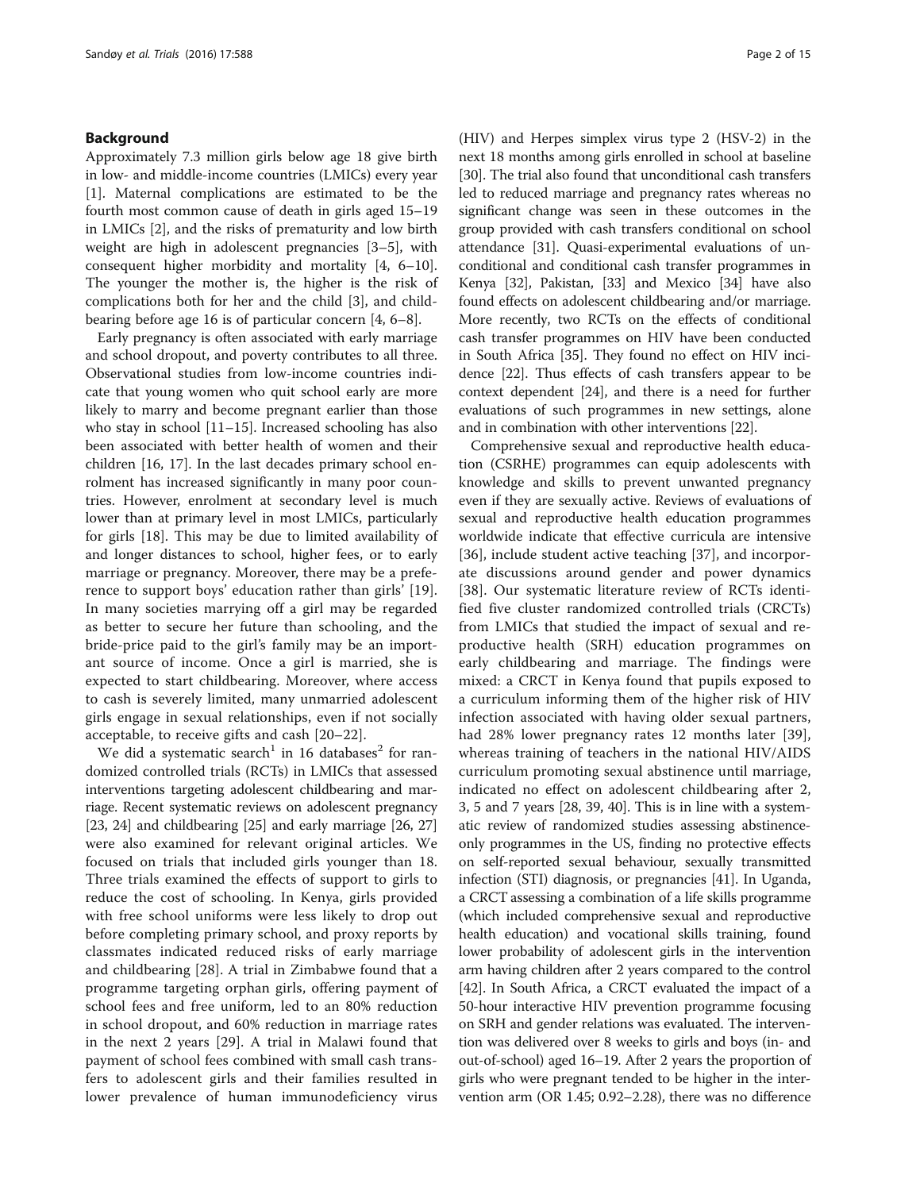## Background

Approximately 7.3 million girls below age 18 give birth in low- and middle-income countries (LMICs) every year [1]. Maternal complications are estimated to be the fourth most common cause of death in girls aged 15–19 in LMICs [2], and the risks of prematurity and low birth weight are high in adolescent pregnancies [3–5], with consequent higher morbidity and mortality [4, 6–10]. The younger the mother is, the higher is the risk of complications both for her and the child [3], and childbearing before age 16 is of particular concern [4, 6–8].

Early pregnancy is often associated with early marriage and school dropout, and poverty contributes to all three. Observational studies from low-income countries indicate that young women who quit school early are more likely to marry and become pregnant earlier than those who stay in school [11–15]. Increased schooling has also been associated with better health of women and their children [16, 17]. In the last decades primary school enrolment has increased significantly in many poor countries. However, enrolment at secondary level is much lower than at primary level in most LMICs, particularly for girls [18]. This may be due to limited availability of and longer distances to school, higher fees, or to early marriage or pregnancy. Moreover, there may be a preference to support boys' education rather than girls' [19]. In many societies marrying off a girl may be regarded as better to secure her future than schooling, and the bride-price paid to the girl's family may be an important source of income. Once a girl is married, she is expected to start childbearing. Moreover, where access to cash is severely limited, many unmarried adolescent girls engage in sexual relationships, even if not socially acceptable, to receive gifts and cash [20–22].

We did a systematic search[1] in 16 databases[2] for randomized controlled trials (RCTs) in LMICs that assessed interventions targeting adolescent childbearing and marriage. Recent systematic reviews on adolescent pregnancy [23, 24] and childbearing [25] and early marriage [26, 27] were also examined for relevant original articles. We focused on trials that included girls younger than 18. Three trials examined the effects of support to girls to reduce the cost of schooling. In Kenya, girls provided with free school uniforms were less likely to drop out before completing primary school, and proxy reports by classmates indicated reduced risks of early marriage and childbearing [28]. A trial in Zimbabwe found that a programme targeting orphan girls, offering payment of school fees and free uniform, led to an 80% reduction in school dropout, and 60% reduction in marriage rates in the next 2 years [29]. A trial in Malawi found that payment of school fees combined with small cash transfers to adolescent girls and their families resulted in lower prevalence of human immunodeficiency virus (HIV) and Herpes simplex virus type 2 (HSV-2) in the next 18 months among girls enrolled in school at baseline [30]. The trial also found that unconditional cash transfers led to reduced marriage and pregnancy rates whereas no significant change was seen in these outcomes in the group provided with cash transfers conditional on school attendance [31]. Quasi-experimental evaluations of unconditional and conditional cash transfer programmes in Kenya [32], Pakistan, [33] and Mexico [34] have also found effects on adolescent childbearing and/or marriage. More recently, two RCTs on the effects of conditional cash transfer programmes on HIV have been conducted in South Africa [35]. They found no effect on HIV incidence [22]. Thus effects of cash transfers appear to be context dependent [24], and there is a need for further evaluations of such programmes in new settings, alone and in combination with other interventions [22].

Comprehensive sexual and reproductive health education (CSRHE) programmes can equip adolescents with knowledge and skills to prevent unwanted pregnancy even if they are sexually active. Reviews of evaluations of sexual and reproductive health education programmes worldwide indicate that effective curricula are intensive [36], include student active teaching [37], and incorporate discussions around gender and power dynamics [38]. Our systematic literature review of RCTs identified five cluster randomized controlled trials (CRCTs) from LMICs that studied the impact of sexual and reproductive health (SRH) education programmes on early childbearing and marriage. The findings were mixed: a CRCT in Kenya found that pupils exposed to a curriculum informing them of the higher risk of HIV infection associated with having older sexual partners, had 28% lower pregnancy rates 12 months later [39], whereas training of teachers in the national HIV/AIDS curriculum promoting sexual abstinence until marriage, indicated no effect on adolescent childbearing after 2, 3, 5 and 7 years [28, 39, 40]. This is in line with a systematic review of randomized studies assessing abstinence-only programmes in the US, finding no protective effects on self-reported sexual behaviour, sexually transmitted infection (STI) diagnosis, or pregnancies [41]. In Uganda, a CRCT assessing a combination of a life skills programme (which included comprehensive sexual and reproductive health education) and vocational skills training, found lower probability of adolescent girls in the intervention arm having children after 2 years compared to the control [42]. In South Africa, a CRCT evaluated the impact of a 50-hour interactive HIV prevention programme focusing on SRH and gender relations was evaluated. The intervention was delivered over 8 weeks to girls and boys (in- and out-of-school) aged 16–19. After 2 years the proportion of girls who were pregnant tended to be higher in the intervention arm (OR 1.45; 0.92–2.28), there was no difference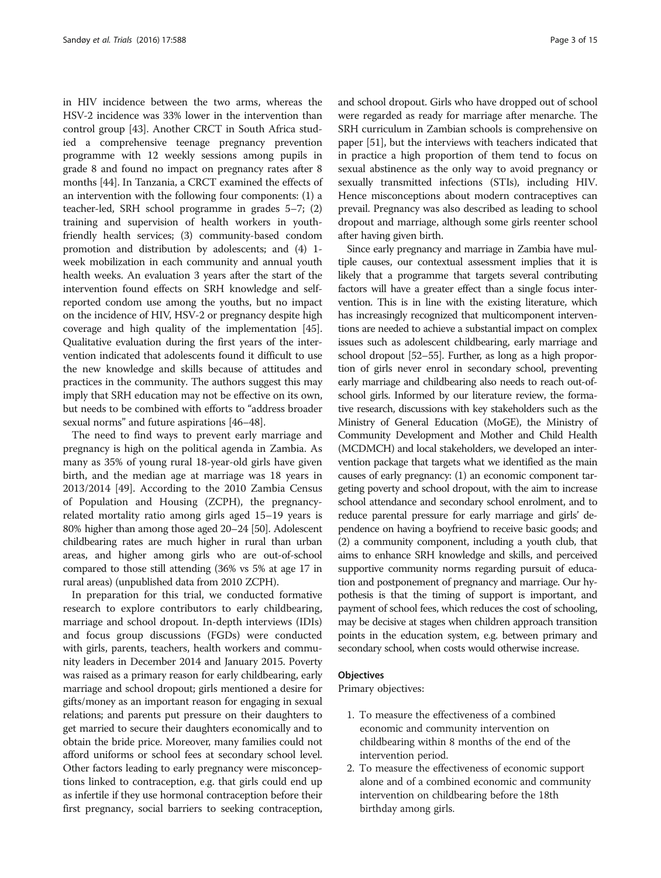in HIV incidence between the two arms, whereas the HSV-2 incidence was 33% lower in the intervention than control group [43]. Another CRCT in South Africa studied a comprehensive teenage pregnancy prevention programme with 12 weekly sessions among pupils in grade 8 and found no impact on pregnancy rates after 8 months [44]. In Tanzania, a CRCT examined the effects of an intervention with the following four components: (1) a teacher-led, SRH school programme in grades 5–7; (2) training and supervision of health workers in youth-friendly health services; (3) community-based condom promotion and distribution by adolescents; and (4) 1-week mobilization in each community and annual youth health weeks. An evaluation 3 years after the start of the intervention found effects on SRH knowledge and self-reported condom use among the youths, but no impact on the incidence of HIV, HSV-2 or pregnancy despite high coverage and high quality of the implementation [45]. Qualitative evaluation during the first years of the intervention indicated that adolescents found it difficult to use the new knowledge and skills because of attitudes and practices in the community. The authors suggest this may imply that SRH education may not be effective on its own, but needs to be combined with efforts to "address broader sexual norms" and future aspirations [46–48].

The need to find ways to prevent early marriage and pregnancy is high on the political agenda in Zambia. As many as 35% of young rural 18-year-old girls have given birth, and the median age at marriage was 18 years in 2013/2014 [49]. According to the 2010 Zambia Census of Population and Housing (ZCPH), the pregnancy-related mortality ratio among girls aged 15–19 years is 80% higher than among those aged 20–24 [50]. Adolescent childbearing rates are much higher in rural than urban areas, and higher among girls who are out-of-school compared to those still attending (36% vs 5% at age 17 in rural areas) (unpublished data from 2010 ZCPH).

In preparation for this trial, we conducted formative research to explore contributors to early childbearing, marriage and school dropout. In-depth interviews (IDIs) and focus group discussions (FGDs) were conducted with girls, parents, teachers, health workers and community leaders in December 2014 and January 2015. Poverty was raised as a primary reason for early childbearing, early marriage and school dropout; girls mentioned a desire for gifts/money as an important reason for engaging in sexual relations; and parents put pressure on their daughters to get married to secure their daughters economically and to obtain the bride price. Moreover, many families could not afford uniforms or school fees at secondary school level. Other factors leading to early pregnancy were misconceptions linked to contraception, e.g. that girls could end up as infertile if they use hormonal contraception before their first pregnancy, social barriers to seeking contraception, and school dropout. Girls who have dropped out of school were regarded as ready for marriage after menarche. The SRH curriculum in Zambian schools is comprehensive on paper [51], but the interviews with teachers indicated that in practice a high proportion of them tend to focus on sexual abstinence as the only way to avoid pregnancy or sexually transmitted infections (STIs), including HIV. Hence misconceptions about modern contraceptives can prevail. Pregnancy was also described as leading to school dropout and marriage, although some girls reenter school after having given birth.

Since early pregnancy and marriage in Zambia have multiple causes, our contextual assessment implies that it is likely that a programme that targets several contributing factors will have a greater effect than a single focus intervention. This is in line with the existing literature, which has increasingly recognized that multicomponent interventions are needed to achieve a substantial impact on complex issues such as adolescent childbearing, early marriage and school dropout [52–55]. Further, as long as a high proportion of girls never enrol in secondary school, preventing early marriage and childbearing also needs to reach out-of-school girls. Informed by our literature review, the formative research, discussions with key stakeholders such as the Ministry of General Education (MoGE), the Ministry of Community Development and Mother and Child Health (MCDMCH) and local stakeholders, we developed an intervention package that targets what we identified as the main causes of early pregnancy: (1) an economic component targeting poverty and school dropout, with the aim to increase school attendance and secondary school enrolment, and to reduce parental pressure for early marriage and girls' dependence on having a boyfriend to receive basic goods; and (2) a community component, including a youth club, that aims to enhance SRH knowledge and skills, and perceived supportive community norms regarding pursuit of education and postponement of pregnancy and marriage. Our hypothesis is that the timing of support is important, and payment of school fees, which reduces the cost of schooling, may be decisive at stages when children approach transition points in the education system, e.g. between primary and secondary school, when costs would otherwise increase.

### Objectives

Primary objectives:

1. To measure the effectiveness of a combined economic and community intervention on childbearing within 8 months of the end of the intervention period.
2. To measure the effectiveness of economic support alone and of a combined economic and community intervention on childbearing before the 18th birthday among girls.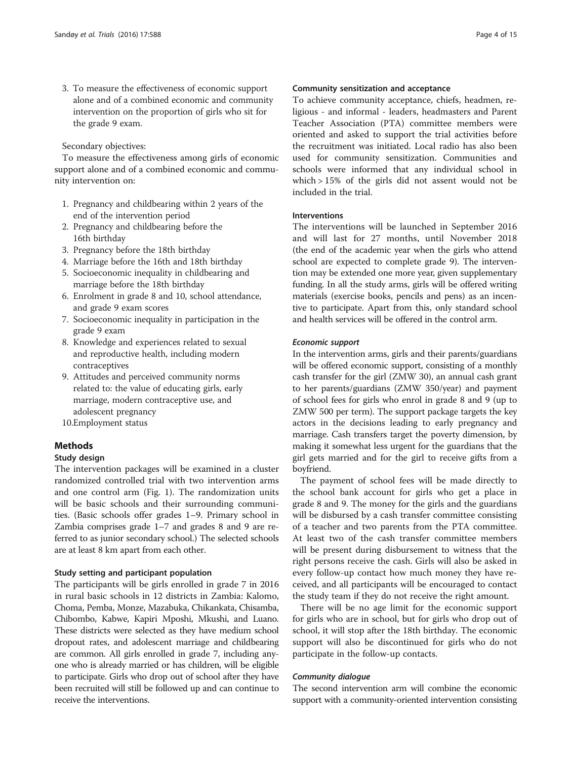3. To measure the effectiveness of economic support alone and of a combined economic and community intervention on the proportion of girls who sit for the grade 9 exam.

Secondary objectives:

To measure the effectiveness among girls of economic support alone and of a combined economic and community intervention on:

1. Pregnancy and childbearing within 2 years of the end of the intervention period
2. Pregnancy and childbearing before the 16th birthday
3. Pregnancy before the 18th birthday
4. Marriage before the 16th and 18th birthday
5. Socioeconomic inequality in childbearing and marriage before the 18th birthday
6. Enrolment in grade 8 and 10, school attendance, and grade 9 exam scores
7. Socioeconomic inequality in participation in the grade 9 exam
8. Knowledge and experiences related to sexual and reproductive health, including modern contraceptives
9. Attitudes and perceived community norms related to: the value of educating girls, early marriage, modern contraceptive use, and adolescent pregnancy
10. Employment status

## Methods

### Study design

The intervention packages will be examined in a cluster randomized controlled trial with two intervention arms and one control arm (Fig. 1). The randomization units will be basic schools and their surrounding communities. (Basic schools offer grades 1–9. Primary school in Zambia comprises grade 1–7 and grades 8 and 9 are referred to as junior secondary school.) The selected schools are at least 8 km apart from each other.

### Study setting and participant population

The participants will be girls enrolled in grade 7 in 2016 in rural basic schools in 12 districts in Zambia: Kalomo, Choma, Pemba, Monze, Mazabuka, Chikankata, Chisamba, Chibombo, Kabwe, Kapiri Mposhi, Mkushi, and Luano. These districts were selected as they have medium school dropout rates, and adolescent marriage and childbearing are common. All girls enrolled in grade 7, including anyone who is already married or has children, will be eligible to participate. Girls who drop out of school after they have been recruited will still be followed up and can continue to receive the interventions.

### Community sensitization and acceptance

To achieve community acceptance, chiefs, headmen, religious - and informal - leaders, headmasters and Parent Teacher Association (PTA) committee members were oriented and asked to support the trial activities before the recruitment was initiated. Local radio has also been used for community sensitization. Communities and schools were informed that any individual school in which > 15% of the girls did not assent would not be included in the trial.

### Interventions

The interventions will be launched in September 2016 and will last for 27 months, until November 2018 (the end of the academic year when the girls who attend school are expected to complete grade 9). The intervention may be extended one more year, given supplementary funding. In all the study arms, girls will be offered writing materials (exercise books, pencils and pens) as an incentive to participate. Apart from this, only standard school and health services will be offered in the control arm.

#### *Economic support*

In the intervention arms, girls and their parents/guardians will be offered economic support, consisting of a monthly cash transfer for the girl (ZMW 30), an annual cash grant to her parents/guardians (ZMW 350/year) and payment of school fees for girls who enrol in grade 8 and 9 (up to ZMW 500 per term). The support package targets the key actors in the decisions leading to early pregnancy and marriage. Cash transfers target the poverty dimension, by making it somewhat less urgent for the guardians that the girl gets married and for the girl to receive gifts from a boyfriend.

The payment of school fees will be made directly to the school bank account for girls who get a place in grade 8 and 9. The money for the girls and the guardians will be disbursed by a cash transfer committee consisting of a teacher and two parents from the PTA committee. At least two of the cash transfer committee members will be present during disbursement to witness that the right persons receive the cash. Girls will also be asked in every follow-up contact how much money they have received, and all participants will be encouraged to contact the study team if they do not receive the right amount.

There will be no age limit for the economic support for girls who are in school, but for girls who drop out of school, it will stop after the 18th birthday. The economic support will also be discontinued for girls who do not participate in the follow-up contacts.

#### *Community dialogue*

The second intervention arm will combine the economic support with a community-oriented intervention consisting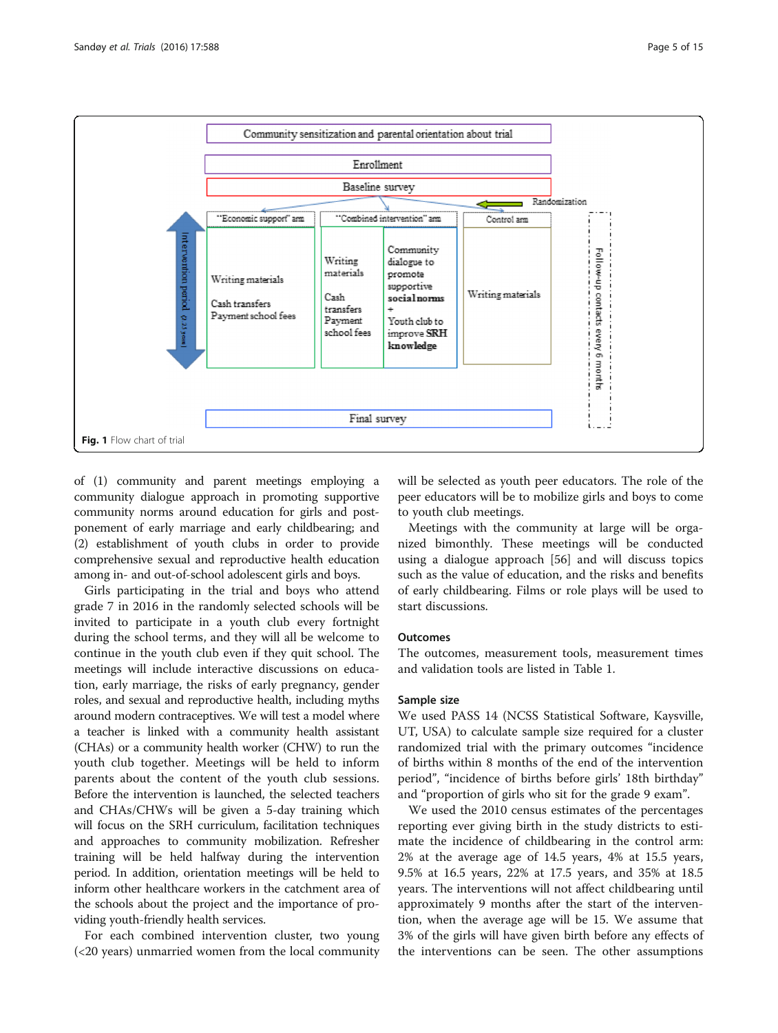Community sensitization and parental orientation about trial

Enrollment

Baseline survey

Randomization

| "Economic support" arm | "Combined intervention" arm | | Control arm |
|---|---|---|---|
| Writing materials<br><br>Cash transfers<br>Payment school fees | Writing materials<br><br>Cash transfers<br>Payment school fees | Community dialogue to promote supportive **social norms**<br>+<br>Youth club to improve **SRH knowledge** | Writing materials |

Intervention period (2.5 years)

Follow-up contacts every 6 months

Final survey

**Fig. 1** Flow chart of trial

of (1) community and parent meetings employing a community dialogue approach in promoting supportive community norms around education for girls and postponement of early marriage and early childbearing; and (2) establishment of youth clubs in order to provide comprehensive sexual and reproductive health education among in- and out-of-school adolescent girls and boys.

Girls participating in the trial and boys who attend grade 7 in 2016 in the randomly selected schools will be invited to participate in a youth club every fortnight during the school terms, and they will all be welcome to continue in the youth club even if they quit school. The meetings will include interactive discussions on education, early marriage, the risks of early pregnancy, gender roles, and sexual and reproductive health, including myths around modern contraceptives. We will test a model where a teacher is linked with a community health assistant (CHAs) or a community health worker (CHW) to run the youth club together. Meetings will be held to inform parents about the content of the youth club sessions. Before the intervention is launched, the selected teachers and CHAs/CHWs will be given a 5-day training which will focus on the SRH curriculum, facilitation techniques and approaches to community mobilization. Refresher training will be held halfway during the intervention period. In addition, orientation meetings will be held to inform other healthcare workers in the catchment area of the schools about the project and the importance of providing youth-friendly health services.

For each combined intervention cluster, two young (<20 years) unmarried women from the local community will be selected as youth peer educators. The role of the peer educators will be to mobilize girls and boys to come to youth club meetings.

Meetings with the community at large will be organized bimonthly. These meetings will be conducted using a dialogue approach [56] and will discuss topics such as the value of education, and the risks and benefits of early childbearing. Films or role plays will be used to start discussions.

## Outcomes

The outcomes, measurement tools, measurement times and validation tools are listed in Table 1.

## Sample size

We used PASS 14 (NCSS Statistical Software, Kaysville, UT, USA) to calculate sample size required for a cluster randomized trial with the primary outcomes "incidence of births within 8 months of the end of the intervention period", "incidence of births before girls' 18th birthday" and "proportion of girls who sit for the grade 9 exam".

We used the 2010 census estimates of the percentages reporting ever giving birth in the study districts to estimate the incidence of childbearing in the control arm: 2% at the average age of 14.5 years, 4% at 15.5 years, 9.5% at 16.5 years, 22% at 17.5 years, and 35% at 18.5 years. The interventions will not affect childbearing until approximately 9 months after the start of the intervention, when the average age will be 15. We assume that 3% of the girls will have given birth before any effects of the interventions can be seen. The other assumptions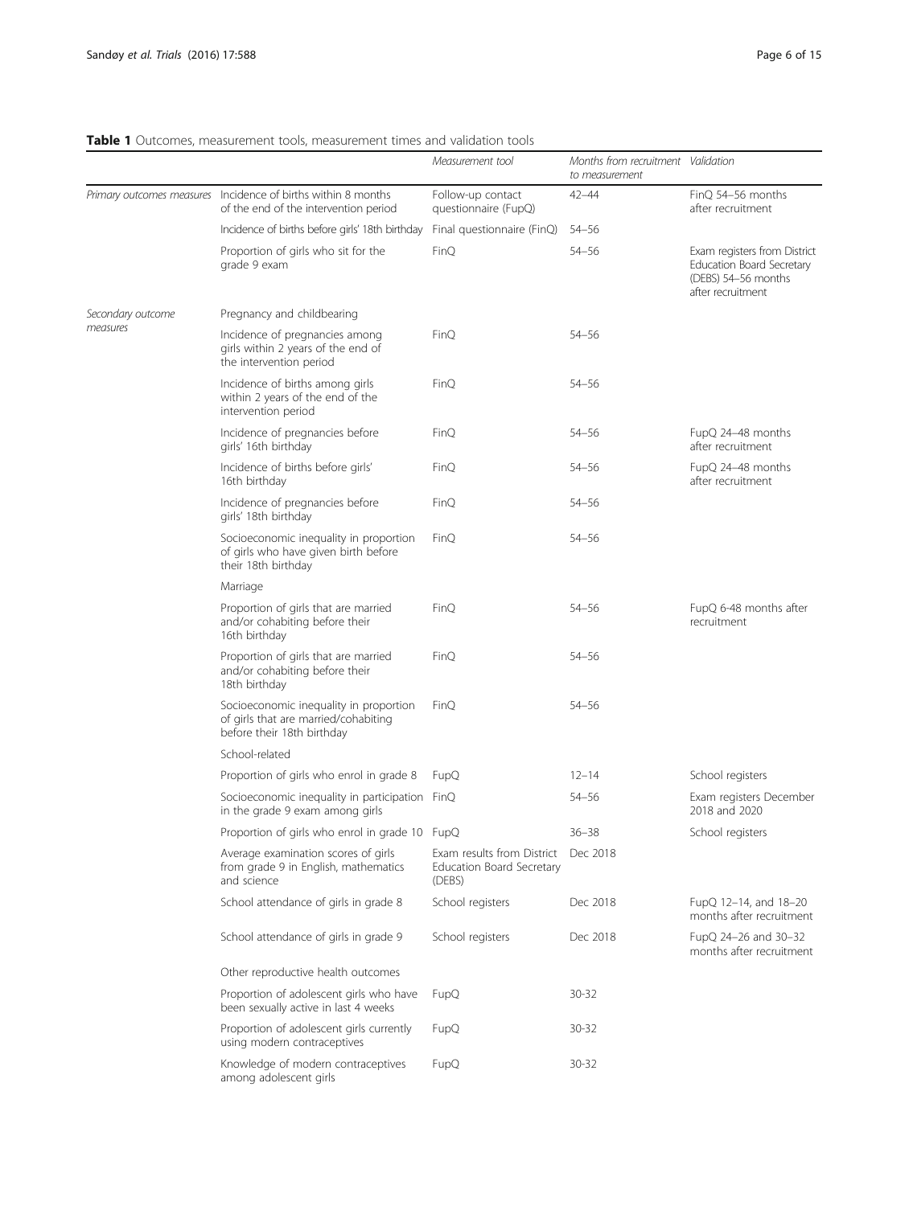**Table 1** Outcomes, measurement tools, measurement times and validation tools

| | | *Measurement tool* | *Months from recruitment to measurement* | *Validation* |
|---|---|---|---|---|
| *Primary outcomes measures* | Incidence of births within 8 months of the end of the intervention period | Follow-up contact questionnaire (FupQ) | 42–44 | FinQ 54–56 months after recruitment |
| | Incidence of births before girls' 18th birthday | Final questionnaire (FinQ) | 54–56 | |
| | Proportion of girls who sit for the grade 9 exam | FinQ | 54–56 | Exam registers from District Education Board Secretary (DEBS) 54–56 months after recruitment |
| *Secondary outcome measures* | Pregnancy and childbearing | | | |
| | Incidence of pregnancies among girls within 2 years of the end of the intervention period | FinQ | 54–56 | |
| | Incidence of births among girls within 2 years of the end of the intervention period | FinQ | 54–56 | |
| | Incidence of pregnancies before girls' 16th birthday | FinQ | 54–56 | FupQ 24–48 months after recruitment |
| | Incidence of births before girls' 16th birthday | FinQ | 54–56 | FupQ 24–48 months after recruitment |
| | Incidence of pregnancies before girls' 18th birthday | FinQ | 54–56 | |
| | Socioeconomic inequality in proportion of girls who have given birth before their 18th birthday | FinQ | 54–56 | |
| | Marriage | | | |
| | Proportion of girls that are married and/or cohabiting before their 16th birthday | FinQ | 54–56 | FupQ 6-48 months after recruitment |
| | Proportion of girls that are married and/or cohabiting before their 18th birthday | FinQ | 54–56 | |
| | Socioeconomic inequality in proportion of girls that are married/cohabiting before their 18th birthday | FinQ | 54–56 | |
| | School-related | | | |
| | Proportion of girls who enrol in grade 8 | FupQ | 12–14 | School registers |
| | Socioeconomic inequality in participation in the grade 9 exam among girls | FinQ | 54–56 | Exam registers December 2018 and 2020 |
| | Proportion of girls who enrol in grade 10 | FupQ | 36–38 | School registers |
| | Average examination scores of girls from grade 9 in English, mathematics and science | Exam results from District Education Board Secretary (DEBS) | Dec 2018 | |
| | School attendance of girls in grade 8 | School registers | Dec 2018 | FupQ 12–14, and 18–20 months after recruitment |
| | School attendance of girls in grade 9 | School registers | Dec 2018 | FupQ 24–26 and 30–32 months after recruitment |
| | Other reproductive health outcomes | | | |
| | Proportion of adolescent girls who have been sexually active in last 4 weeks | FupQ | 30-32 | |
| | Proportion of adolescent girls currently using modern contraceptives | FupQ | 30-32 | |
| | Knowledge of modern contraceptives among adolescent girls | FupQ | 30-32 | |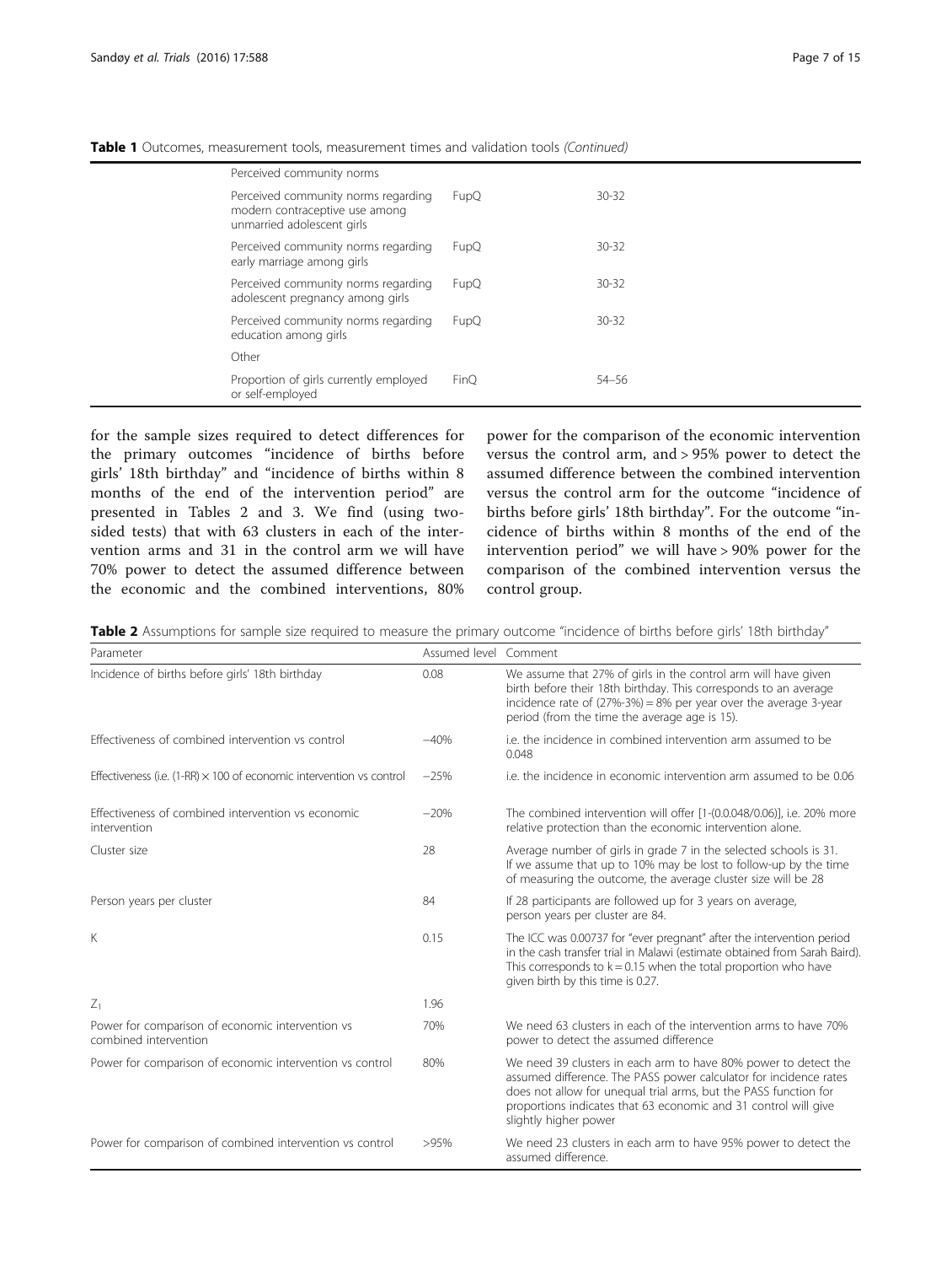**Table 1** Outcomes, measurement tools, measurement times and validation tools *(Continued)*

| | | | |
|---|---|---|---|
| | Perceived community norms | | |
| | Perceived community norms regarding modern contraceptive use among unmarried adolescent girls | FupQ | 30-32 |
| | Perceived community norms regarding early marriage among girls | FupQ | 30-32 |
| | Perceived community norms regarding adolescent pregnancy among girls | FupQ | 30-32 |
| | Perceived community norms regarding education among girls | FupQ | 30-32 |
| | Other | | |
| | Proportion of girls currently employed or self-employed | FinQ | 54–56 |

for the sample sizes required to detect differences for the primary outcomes "incidence of births before girls' 18th birthday" and "incidence of births within 8 months of the end of the intervention period" are presented in Tables 2 and 3. We find (using two-sided tests) that with 63 clusters in each of the intervention arms and 31 in the control arm we will have 70% power to detect the assumed difference between the economic and the combined interventions, 80% power for the comparison of the economic intervention versus the control arm, and > 95% power to detect the assumed difference between the combined intervention versus the control arm for the outcome "incidence of births before girls' 18th birthday". For the outcome "incidence of births within 8 months of the end of the intervention period" we will have > 90% power for the comparison of the combined intervention versus the control group.

**Table 2** Assumptions for sample size required to measure the primary outcome "incidence of births before girls' 18th birthday"

| Parameter | Assumed level | Comment |
|---|---|---|
| Incidence of births before girls' 18th birthday | 0.08 | We assume that 27% of girls in the control arm will have given birth before their 18th birthday. This corresponds to an average incidence rate of (27%-3%) = 8% per year over the average 3-year period (from the time the average age is 15). |
| Effectiveness of combined intervention vs control | −40% | i.e. the incidence in combined intervention arm assumed to be 0.048 |
| Effectiveness (i.e. (1-RR) × 100 of economic intervention vs control | −25% | i.e. the incidence in economic intervention arm assumed to be 0.06 |
| Effectiveness of combined intervention vs economic intervention | −20% | The combined intervention will offer [1-(0.0.048/0.06)], i.e. 20% more relative protection than the economic intervention alone. |
| Cluster size | 28 | Average number of girls in grade 7 in the selected schools is 31. If we assume that up to 10% may be lost to follow-up by the time of measuring the outcome, the average cluster size will be 28 |
| Person years per cluster | 84 | If 28 participants are followed up for 3 years on average, person years per cluster are 84. |
| K | 0.15 | The ICC was 0.00737 for "ever pregnant" after the intervention period in the cash transfer trial in Malawi (estimate obtained from Sarah Baird). This corresponds to k = 0.15 when the total proportion who have given birth by this time is 0.27. |
| $Z_1$ | 1.96 | |
| Power for comparison of economic intervention vs combined intervention | 70% | We need 63 clusters in each of the intervention arms to have 70% power to detect the assumed difference |
| Power for comparison of economic intervention vs control | 80% | We need 39 clusters in each arm to have 80% power to detect the assumed difference. The PASS power calculator for incidence rates does not allow for unequal trial arms, but the PASS function for proportions indicates that 63 economic and 31 control will give slightly higher power |
| Power for comparison of combined intervention vs control | >95% | We need 23 clusters in each arm to have 95% power to detect the assumed difference. |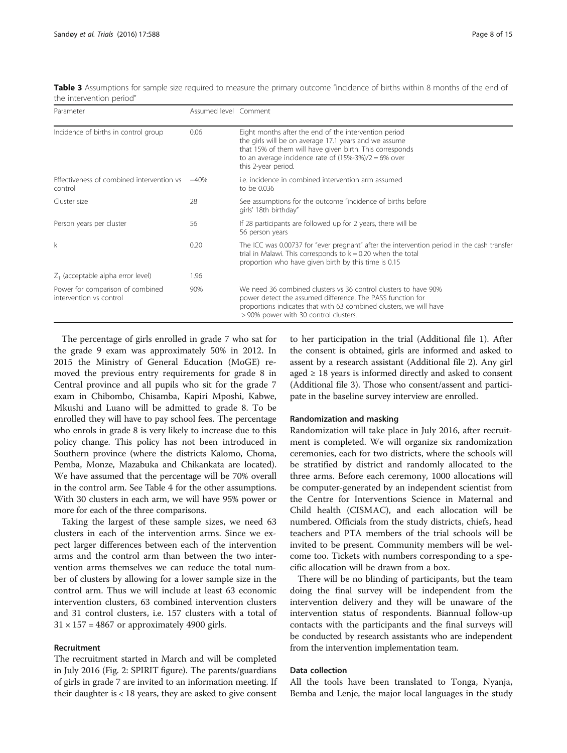**Table 3** Assumptions for sample size required to measure the primary outcome "incidence of births within 8 months of the end of the intervention period"

| Parameter | Assumed level | Comment |
|---|---|---|
| Incidence of births in control group | 0.06 | Eight months after the end of the intervention period the girls will be on average 17.1 years and we assume that 15% of them will have given birth. This corresponds to an average incidence rate of (15%-3%)/2 = 6% over this 2-year period. |
| Effectiveness of combined intervention vs control | −40% | i.e. incidence in combined intervention arm assumed to be 0.036 |
| Cluster size | 28 | See assumptions for the outcome "incidence of births before girls' 18th birthday" |
| Person years per cluster | 56 | If 28 participants are followed up for 2 years, there will be 56 person years |
| k | 0.20 | The ICC was 0.00737 for "ever pregnant" after the intervention period in the cash transfer trial in Malawi. This corresponds to k = 0.20 when the total proportion who have given birth by this time is 0.15 |
| $Z_1$ (acceptable alpha error level) | 1.96 | |
| Power for comparison of combined intervention vs control | 90% | We need 36 combined clusters vs 36 control clusters to have 90% power detect the assumed difference. The PASS function for proportions indicates that with 63 combined clusters, we will have > 90% power with 30 control clusters. |

The percentage of girls enrolled in grade 7 who sat for the grade 9 exam was approximately 50% in 2012. In 2015 the Ministry of General Education (MoGE) removed the previous entry requirements for grade 8 in Central province and all pupils who sit for the grade 7 exam in Chibombo, Chisamba, Kapiri Mposhi, Kabwe, Mkushi and Luano will be admitted to grade 8. To be enrolled they will have to pay school fees. The percentage who enrols in grade 8 is very likely to increase due to this policy change. This policy has not been introduced in Southern province (where the districts Kalomo, Choma, Pemba, Monze, Mazabuka and Chikankata are located). We have assumed that the percentage will be 70% overall in the control arm. See Table 4 for the other assumptions. With 30 clusters in each arm, we will have 95% power or more for each of the three comparisons.

Taking the largest of these sample sizes, we need 63 clusters in each of the intervention arms. Since we expect larger differences between each of the intervention arms and the control arm than between the two intervention arms themselves we can reduce the total number of clusters by allowing for a lower sample size in the control arm. Thus we will include at least 63 economic intervention clusters, 63 combined intervention clusters and 31 control clusters, i.e. 157 clusters with a total of $31 \times 157 = 4867$ or approximately 4900 girls.

#### Recruitment

The recruitment started in March and will be completed in July 2016 (Fig. 2: SPIRIT figure). The parents/guardians of girls in grade 7 are invited to an information meeting. If their daughter is < 18 years, they are asked to give consent to her participation in the trial (Additional file 1). After the consent is obtained, girls are informed and asked to assent by a research assistant (Additional file 2). Any girl aged ≥ 18 years is informed directly and asked to consent (Additional file 3). Those who consent/assent and participate in the baseline survey interview are enrolled.

#### Randomization and masking

Randomization will take place in July 2016, after recruitment is completed. We will organize six randomization ceremonies, each for two districts, where the schools will be stratified by district and randomly allocated to the three arms. Before each ceremony, 1000 allocations will be computer-generated by an independent scientist from the Centre for Interventions Science in Maternal and Child health (CISMAC), and each allocation will be numbered. Officials from the study districts, chiefs, head teachers and PTA members of the trial schools will be invited to be present. Community members will be welcome too. Tickets with numbers corresponding to a specific allocation will be drawn from a box.

There will be no blinding of participants, but the team doing the final survey will be independent from the intervention delivery and they will be unaware of the intervention status of respondents. Biannual follow-up contacts with the participants and the final surveys will be conducted by research assistants who are independent from the intervention implementation team.

#### Data collection

All the tools have been translated to Tonga, Nyanja, Bemba and Lenje, the major local languages in the study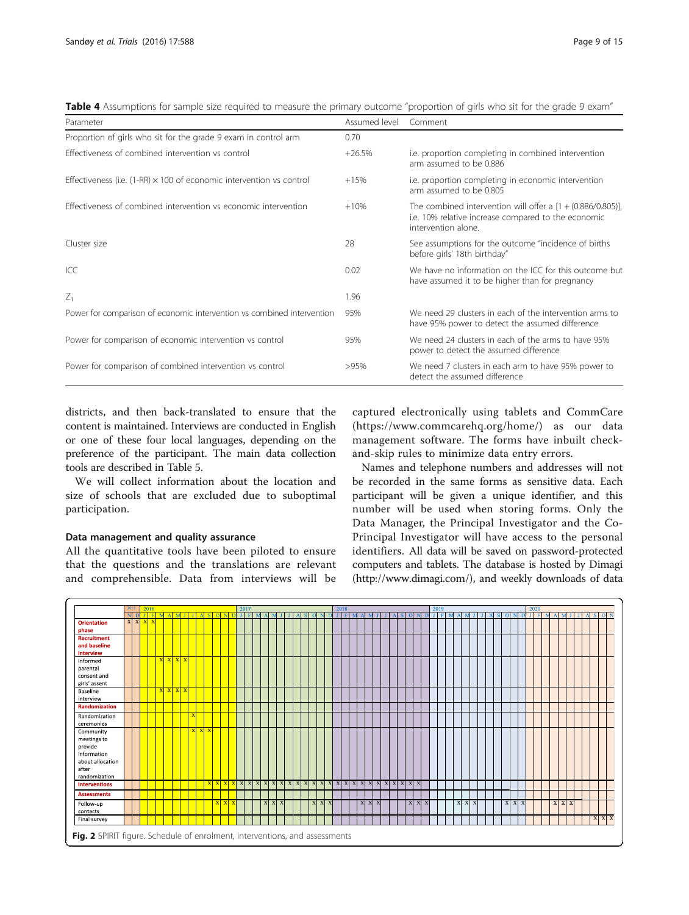**Table 4** Assumptions for sample size required to measure the primary outcome "proportion of girls who sit for the grade 9 exam"

| Parameter | Assumed level | Comment |
| --- | --- | --- |
| Proportion of girls who sit for the grade 9 exam in control arm | 0.70 | |
| Effectiveness of combined intervention vs control | +26.5% | i.e. proportion completing in combined intervention arm assumed to be 0.886 |
| Effectiveness (i.e. (1-RR) × 100 of economic intervention vs control | +15% | i.e. proportion completing in economic intervention arm assumed to be 0.805 |
| Effectiveness of combined intervention vs economic intervention | +10% | The combined intervention will offer a [1 + (0.886/0.805)], i.e. 10% relative increase compared to the economic intervention alone. |
| Cluster size | 28 | See assumptions for the outcome "incidence of births before girls' 18th birthday" |
| ICC | 0.02 | We have no information on the ICC for this outcome but have assumed it to be higher than for pregnancy |
| $Z_1$ | 1.96 | |
| Power for comparison of economic intervention vs combined intervention | 95% | We need 29 clusters in each of the intervention arms to have 95% power to detect the assumed difference |
| Power for comparison of economic intervention vs control | 95% | We need 24 clusters in each of the arms to have 95% power to detect the assumed difference |
| Power for comparison of combined intervention vs control | >95% | We need 7 clusters in each arm to have 95% power to detect the assumed difference |

districts, and then back-translated to ensure that the content is maintained. Interviews are conducted in English or one of these four local languages, depending on the preference of the participant. The main data collection tools are described in Table 5.

We will collect information about the location and size of schools that are excluded due to suboptimal participation.

### Data management and quality assurance

All the quantitative tools have been piloted to ensure that the questions and the translations are relevant and comprehensible. Data from interviews will be captured electronically using tablets and CommCare (https://www.commcarehq.org/home/) as our data management software. The forms have inbuilt check-and-skip rules to minimize data entry errors.

Names and telephone numbers and addresses will not be recorded in the same forms as sensitive data. Each participant will be given a unique identifier, and this number will be used when storing forms. Only the Data Manager, the Principal Investigator and the Co-Principal Investigator will have access to the personal identifiers. All data will be saved on password-protected computers and tablets. The database is hosted by Dimagi (http://www.dimagi.com/), and weekly downloads of data

**Fig. 2** SPIRIT figure. Schedule of enrolment, interventions, and assessments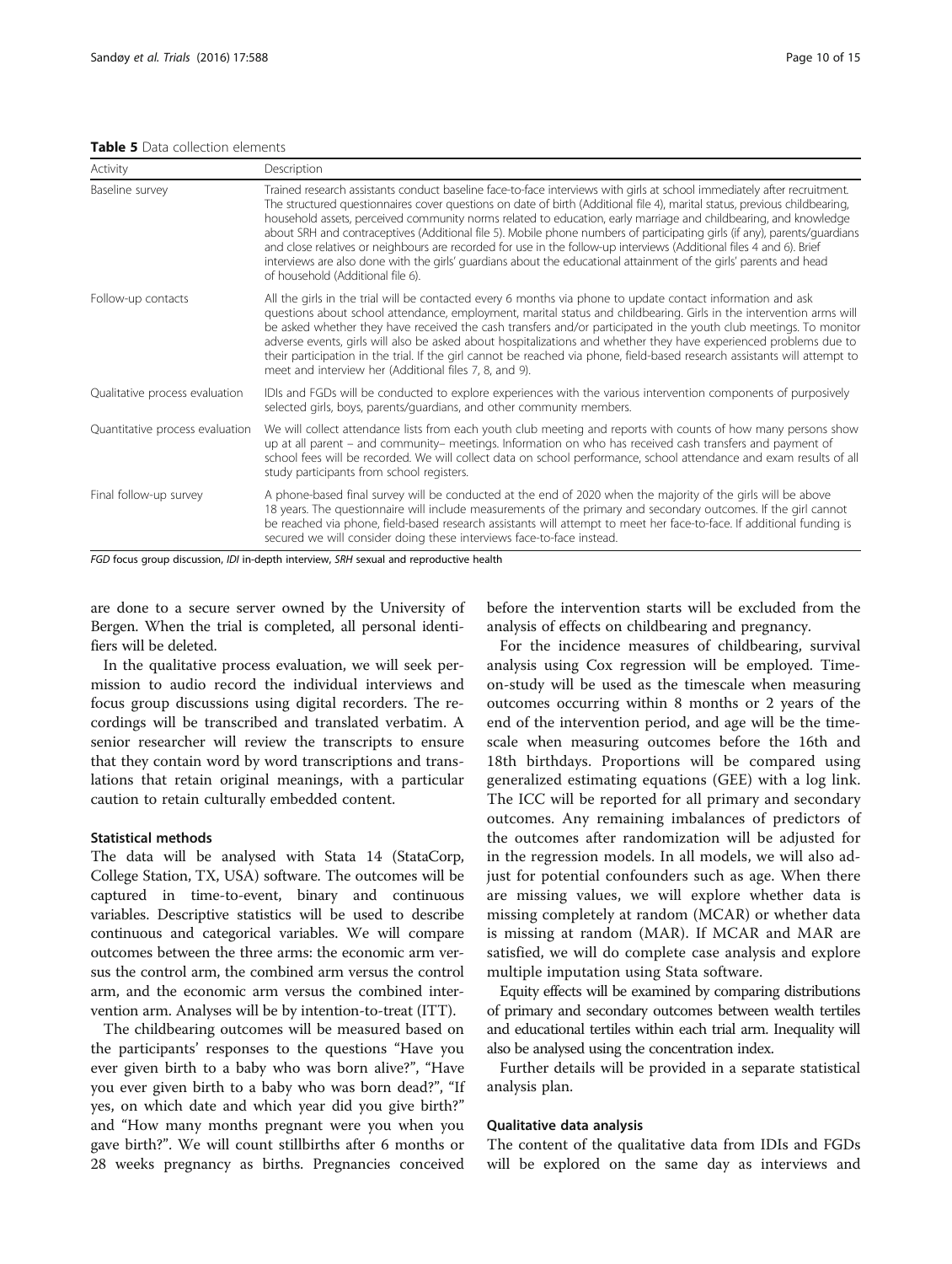**Table 5** Data collection elements

| Activity | Description |
| --- | --- |
| Baseline survey | Trained research assistants conduct baseline face-to-face interviews with girls at school immediately after recruitment. The structured questionnaires cover questions on date of birth (Additional file 4), marital status, previous childbearing, household assets, perceived community norms related to education, early marriage and childbearing, and knowledge about SRH and contraceptives (Additional file 5). Mobile phone numbers of participating girls (if any), parents/guardians and close relatives or neighbours are recorded for use in the follow-up interviews (Additional files 4 and 6). Brief interviews are also done with the girls' guardians about the educational attainment of the girls' parents and head of household (Additional file 6). |
| Follow-up contacts | All the girls in the trial will be contacted every 6 months via phone to update contact information and ask questions about school attendance, employment, marital status and childbearing. Girls in the intervention arms will be asked whether they have received the cash transfers and/or participated in the youth club meetings. To monitor adverse events, girls will also be asked about hospitalizations and whether they have experienced problems due to their participation in the trial. If the girl cannot be reached via phone, field-based research assistants will attempt to meet and interview her (Additional files 7, 8, and 9). |
| Qualitative process evaluation | IDIs and FGDs will be conducted to explore experiences with the various intervention components of purposively selected girls, boys, parents/guardians, and other community members. |
| Quantitative process evaluation | We will collect attendance lists from each youth club meeting and reports with counts of how many persons show up at all parent – and community– meetings. Information on who has received cash transfers and payment of school fees will be recorded. We will collect data on school performance, school attendance and exam results of all study participants from school registers. |
| Final follow-up survey | A phone-based final survey will be conducted at the end of 2020 when the majority of the girls will be above 18 years. The questionnaire will include measurements of the primary and secondary outcomes. If the girl cannot be reached via phone, field-based research assistants will attempt to meet her face-to-face. If additional funding is secured we will consider doing these interviews face-to-face instead. |

*FGD* focus group discussion, *IDI* in-depth interview, *SRH* sexual and reproductive health

are done to a secure server owned by the University of Bergen. When the trial is completed, all personal identifiers will be deleted.

In the qualitative process evaluation, we will seek permission to audio record the individual interviews and focus group discussions using digital recorders. The recordings will be transcribed and translated verbatim. A senior researcher will review the transcripts to ensure that they contain word by word transcriptions and translations that retain original meanings, with a particular caution to retain culturally embedded content.

#### Statistical methods

The data will be analysed with Stata 14 (StataCorp, College Station, TX, USA) software. The outcomes will be captured in time-to-event, binary and continuous variables. Descriptive statistics will be used to describe continuous and categorical variables. We will compare outcomes between the three arms: the economic arm versus the control arm, the combined arm versus the control arm, and the economic arm versus the combined intervention arm. Analyses will be by intention-to-treat (ITT).

The childbearing outcomes will be measured based on the participants' responses to the questions "Have you ever given birth to a baby who was born alive?", "Have you ever given birth to a baby who was born dead?", "If yes, on which date and which year did you give birth?" and "How many months pregnant were you when you gave birth?". We will count stillbirths after 6 months or 28 weeks pregnancy as births. Pregnancies conceived before the intervention starts will be excluded from the analysis of effects on childbearing and pregnancy.

For the incidence measures of childbearing, survival analysis using Cox regression will be employed. Time-on-study will be used as the timescale when measuring outcomes occurring within 8 months or 2 years of the end of the intervention period, and age will be the timescale when measuring outcomes before the 16th and 18th birthdays. Proportions will be compared using generalized estimating equations (GEE) with a log link. The ICC will be reported for all primary and secondary outcomes. Any remaining imbalances of predictors of the outcomes after randomization will be adjusted for in the regression models. In all models, we will also adjust for potential confounders such as age. When there are missing values, we will explore whether data is missing completely at random (MCAR) or whether data is missing at random (MAR). If MCAR and MAR are satisfied, we will do complete case analysis and explore multiple imputation using Stata software.

Equity effects will be examined by comparing distributions of primary and secondary outcomes between wealth tertiles and educational tertiles within each trial arm. Inequality will also be analysed using the concentration index.

Further details will be provided in a separate statistical analysis plan.

#### Qualitative data analysis

The content of the qualitative data from IDIs and FGDs will be explored on the same day as interviews and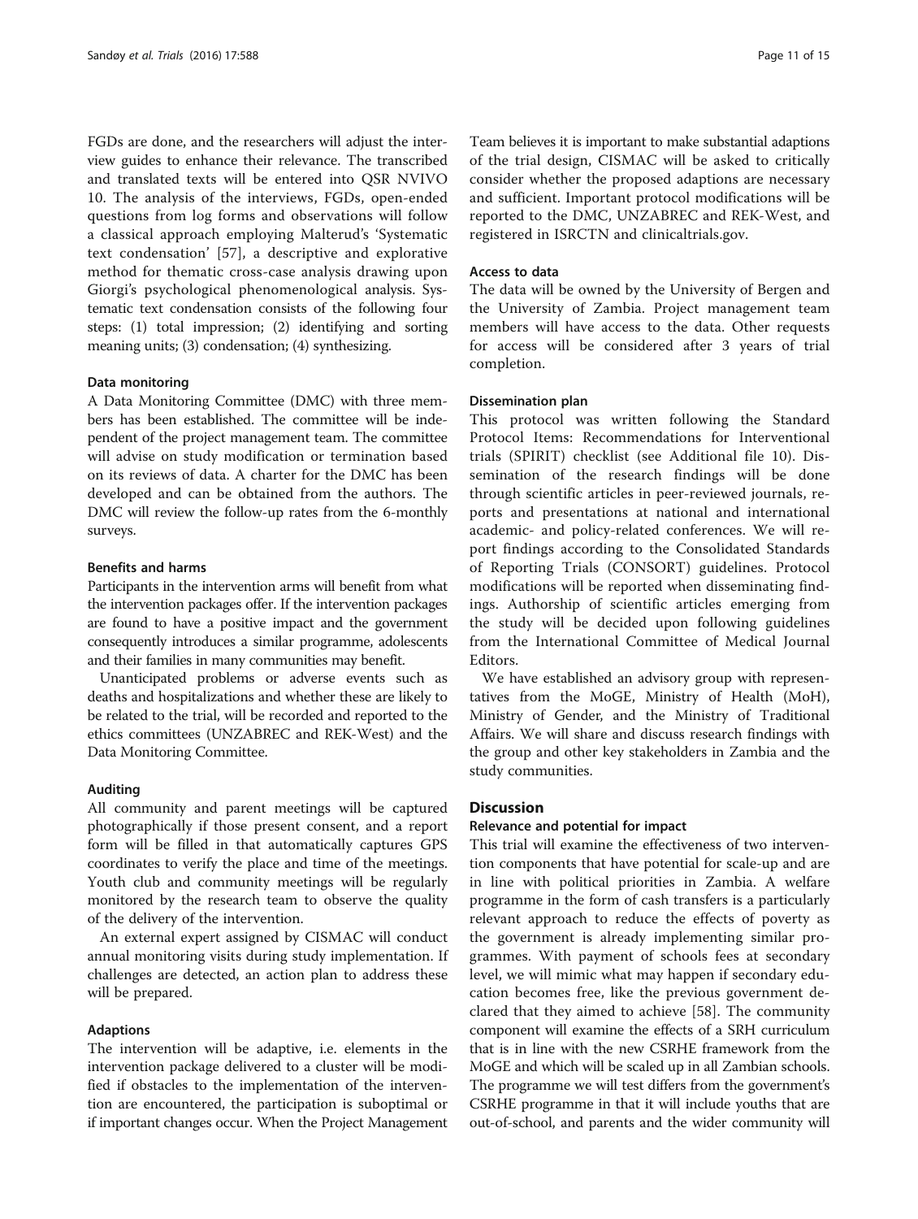FGDs are done, and the researchers will adjust the interview guides to enhance their relevance. The transcribed and translated texts will be entered into QSR NVIVO 10. The analysis of the interviews, FGDs, open-ended questions from log forms and observations will follow a classical approach employing Malterud's 'Systematic text condensation' [57], a descriptive and explorative method for thematic cross-case analysis drawing upon Giorgi's psychological phenomenological analysis. Systematic text condensation consists of the following four steps: (1) total impression; (2) identifying and sorting meaning units; (3) condensation; (4) synthesizing.

#### Data monitoring

A Data Monitoring Committee (DMC) with three members has been established. The committee will be independent of the project management team. The committee will advise on study modification or termination based on its reviews of data. A charter for the DMC has been developed and can be obtained from the authors. The DMC will review the follow-up rates from the 6-monthly surveys.

#### Benefits and harms

Participants in the intervention arms will benefit from what the intervention packages offer. If the intervention packages are found to have a positive impact and the government consequently introduces a similar programme, adolescents and their families in many communities may benefit.

Unanticipated problems or adverse events such as deaths and hospitalizations and whether these are likely to be related to the trial, will be recorded and reported to the ethics committees (UNZABREC and REK-West) and the Data Monitoring Committee.

#### Auditing

All community and parent meetings will be captured photographically if those present consent, and a report form will be filled in that automatically captures GPS coordinates to verify the place and time of the meetings. Youth club and community meetings will be regularly monitored by the research team to observe the quality of the delivery of the intervention.

An external expert assigned by CISMAC will conduct annual monitoring visits during study implementation. If challenges are detected, an action plan to address these will be prepared.

#### Adaptions

The intervention will be adaptive, i.e. elements in the intervention package delivered to a cluster will be modified if obstacles to the implementation of the intervention are encountered, the participation is suboptimal or if important changes occur. When the Project Management Team believes it is important to make substantial adaptions of the trial design, CISMAC will be asked to critically consider whether the proposed adaptions are necessary and sufficient. Important protocol modifications will be reported to the DMC, UNZABREC and REK-West, and registered in ISRCTN and clinicaltrials.gov.

#### Access to data

The data will be owned by the University of Bergen and the University of Zambia. Project management team members will have access to the data. Other requests for access will be considered after 3 years of trial completion.

#### Dissemination plan

This protocol was written following the Standard Protocol Items: Recommendations for Interventional trials (SPIRIT) checklist (see Additional file 10). Dissemination of the research findings will be done through scientific articles in peer-reviewed journals, reports and presentations at national and international academic- and policy-related conferences. We will report findings according to the Consolidated Standards of Reporting Trials (CONSORT) guidelines. Protocol modifications will be reported when disseminating findings. Authorship of scientific articles emerging from the study will be decided upon following guidelines from the International Committee of Medical Journal Editors.

We have established an advisory group with representatives from the MoGE, Ministry of Health (MoH), Ministry of Gender, and the Ministry of Traditional Affairs. We will share and discuss research findings with the group and other key stakeholders in Zambia and the study communities.

## Discussion

#### Relevance and potential for impact

This trial will examine the effectiveness of two intervention components that have potential for scale-up and are in line with political priorities in Zambia. A welfare programme in the form of cash transfers is a particularly relevant approach to reduce the effects of poverty as the government is already implementing similar programmes. With payment of schools fees at secondary level, we will mimic what may happen if secondary education becomes free, like the previous government declared that they aimed to achieve [58]. The community component will examine the effects of a SRH curriculum that is in line with the new CSRHE framework from the MoGE and which will be scaled up in all Zambian schools. The programme we will test differs from the government's CSRHE programme in that it will include youths that are out-of-school, and parents and the wider community will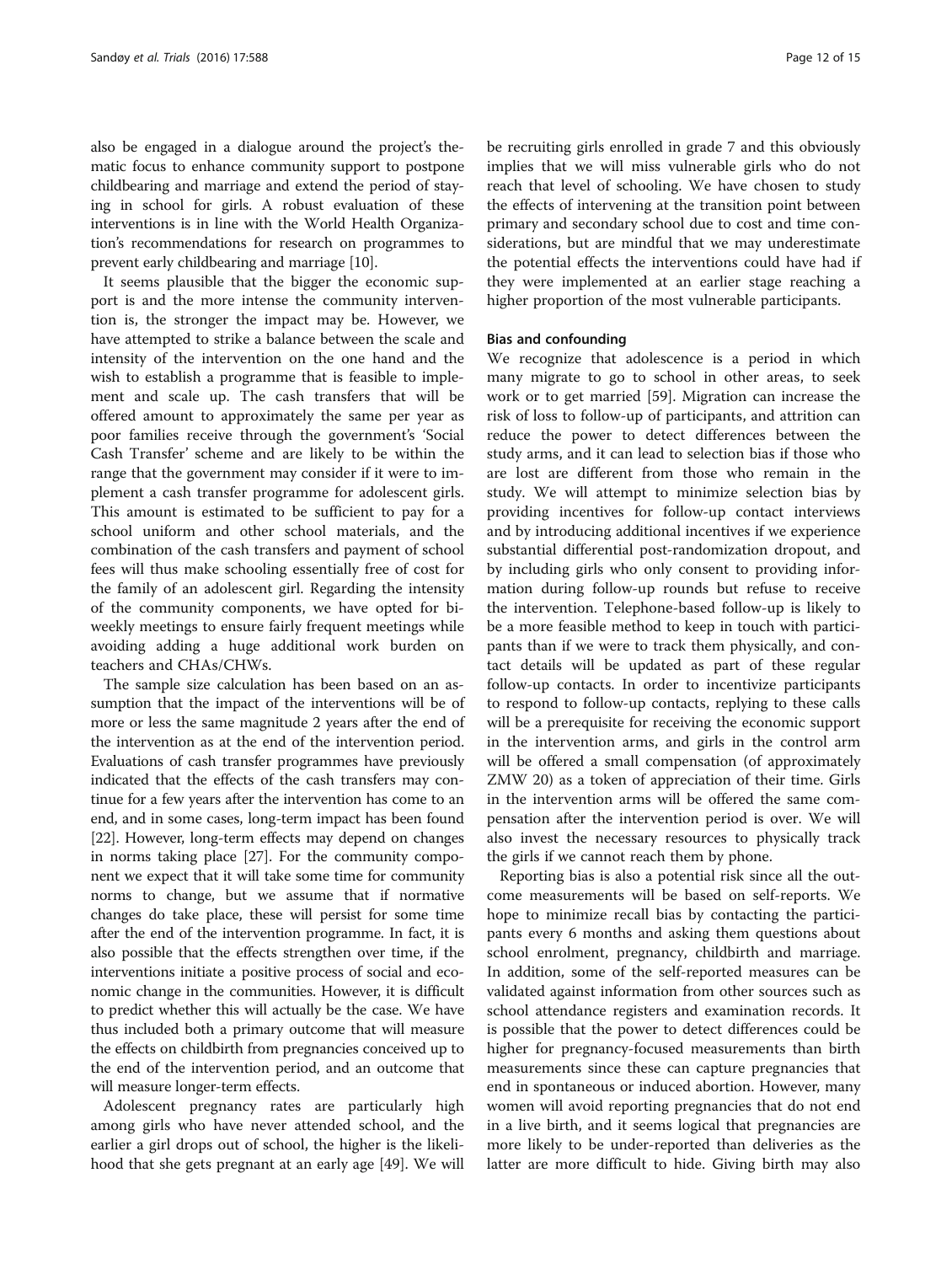also be engaged in a dialogue around the project's thematic focus to enhance community support to postpone childbearing and marriage and extend the period of staying in school for girls. A robust evaluation of these interventions is in line with the World Health Organization's recommendations for research on programmes to prevent early childbearing and marriage [10].

It seems plausible that the bigger the economic support is and the more intense the community intervention is, the stronger the impact may be. However, we have attempted to strike a balance between the scale and intensity of the intervention on the one hand and the wish to establish a programme that is feasible to implement and scale up. The cash transfers that will be offered amount to approximately the same per year as poor families receive through the government's 'Social Cash Transfer' scheme and are likely to be within the range that the government may consider if it were to implement a cash transfer programme for adolescent girls. This amount is estimated to be sufficient to pay for a school uniform and other school materials, and the combination of the cash transfers and payment of school fees will thus make schooling essentially free of cost for the family of an adolescent girl. Regarding the intensity of the community components, we have opted for biweekly meetings to ensure fairly frequent meetings while avoiding adding a huge additional work burden on teachers and CHAs/CHWs.

The sample size calculation has been based on an assumption that the impact of the interventions will be of more or less the same magnitude 2 years after the end of the intervention as at the end of the intervention period. Evaluations of cash transfer programmes have previously indicated that the effects of the cash transfers may continue for a few years after the intervention has come to an end, and in some cases, long-term impact has been found [22]. However, long-term effects may depend on changes in norms taking place [27]. For the community component we expect that it will take some time for community norms to change, but we assume that if normative changes do take place, these will persist for some time after the end of the intervention programme. In fact, it is also possible that the effects strengthen over time, if the interventions initiate a positive process of social and economic change in the communities. However, it is difficult to predict whether this will actually be the case. We have thus included both a primary outcome that will measure the effects on childbirth from pregnancies conceived up to the end of the intervention period, and an outcome that will measure longer-term effects.

Adolescent pregnancy rates are particularly high among girls who have never attended school, and the earlier a girl drops out of school, the higher is the likelihood that she gets pregnant at an early age [49]. We will be recruiting girls enrolled in grade 7 and this obviously implies that we will miss vulnerable girls who do not reach that level of schooling. We have chosen to study the effects of intervening at the transition point between primary and secondary school due to cost and time considerations, but are mindful that we may underestimate the potential effects the interventions could have had if they were implemented at an earlier stage reaching a higher proportion of the most vulnerable participants.

#### Bias and confounding

We recognize that adolescence is a period in which many migrate to go to school in other areas, to seek work or to get married [59]. Migration can increase the risk of loss to follow-up of participants, and attrition can reduce the power to detect differences between the study arms, and it can lead to selection bias if those who are lost are different from those who remain in the study. We will attempt to minimize selection bias by providing incentives for follow-up contact interviews and by introducing additional incentives if we experience substantial differential post-randomization dropout, and by including girls who only consent to providing information during follow-up rounds but refuse to receive the intervention. Telephone-based follow-up is likely to be a more feasible method to keep in touch with participants than if we were to track them physically, and contact details will be updated as part of these regular follow-up contacts. In order to incentivize participants to respond to follow-up contacts, replying to these calls will be a prerequisite for receiving the economic support in the intervention arms, and girls in the control arm will be offered a small compensation (of approximately ZMW 20) as a token of appreciation of their time. Girls in the intervention arms will be offered the same compensation after the intervention period is over. We will also invest the necessary resources to physically track the girls if we cannot reach them by phone.

Reporting bias is also a potential risk since all the outcome measurements will be based on self-reports. We hope to minimize recall bias by contacting the participants every 6 months and asking them questions about school enrolment, pregnancy, childbirth and marriage. In addition, some of the self-reported measures can be validated against information from other sources such as school attendance registers and examination records. It is possible that the power to detect differences could be higher for pregnancy-focused measurements than birth measurements since these can capture pregnancies that end in spontaneous or induced abortion. However, many women will avoid reporting pregnancies that do not end in a live birth, and it seems logical that pregnancies are more likely to be under-reported than deliveries as the latter are more difficult to hide. Giving birth may also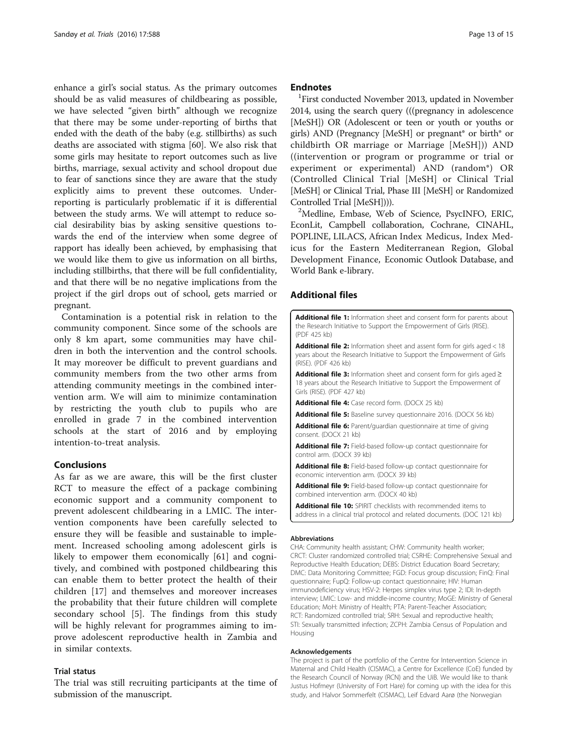enhance a girl's social status. As the primary outcomes should be as valid measures of childbearing as possible, we have selected "given birth" although we recognize that there may be some under-reporting of births that ended with the death of the baby (e.g. stillbirths) as such deaths are associated with stigma [60]. We also risk that some girls may hesitate to report outcomes such as live births, marriage, sexual activity and school dropout due to fear of sanctions since they are aware that the study explicitly aims to prevent these outcomes. Under-reporting is particularly problematic if it is differential between the study arms. We will attempt to reduce social desirability bias by asking sensitive questions towards the end of the interview when some degree of rapport has ideally been achieved, by emphasising that we would like them to give us information on all births, including stillbirths, that there will be full confidentiality, and that there will be no negative implications from the project if the girl drops out of school, gets married or pregnant.

Contamination is a potential risk in relation to the community component. Since some of the schools are only 8 km apart, some communities may have children in both the intervention and the control schools. It may moreover be difficult to prevent guardians and community members from the two other arms from attending community meetings in the combined intervention arm. We will aim to minimize contamination by restricting the youth club to pupils who are enrolled in grade 7 in the combined intervention schools at the start of 2016 and by employing intention-to-treat analysis.

## Conclusions

As far as we are aware, this will be the first cluster RCT to measure the effect of a package combining economic support and a community component to prevent adolescent childbearing in a LMIC. The intervention components have been carefully selected to ensure they will be feasible and sustainable to implement. Increased schooling among adolescent girls is likely to empower them economically [61] and cognitively, and combined with postponed childbearing this can enable them to better protect the health of their children [17] and themselves and moreover increases the probability that their future children will complete secondary school [5]. The findings from this study will be highly relevant for programmes aiming to improve adolescent reproductive health in Zambia and in similar contexts.

### Trial status

The trial was still recruiting participants at the time of submission of the manuscript.

## Endnotes

[1] First conducted November 2013, updated in November 2014, using the search query (((pregnancy in adolescence [MeSH]) OR (Adolescent or teen or youth or youths or girls) AND (Pregnancy [MeSH] or pregnant* or birth* or childbirth OR marriage or Marriage [MeSH])) AND ((intervention or program or programme or trial or experiment or experimental) AND (random*) OR (Controlled Clinical Trial [MeSH] or Clinical Trial [MeSH] or Clinical Trial, Phase III [MeSH] or Randomized Controlled Trial [MeSH]))).

[2] Medline, Embase, Web of Science, PsycINFO, ERIC, EconLit, Campbell collaboration, Cochrane, CINAHL, POPLINE, LILACS, African Index Medicus, Index Medicus for the Eastern Mediterranean Region, Global Development Finance, Economic Outlook Database, and World Bank e-library.

## Additional files

**Additional file 1:** Information sheet and consent form for parents about the Research Initiative to Support the Empowerment of Girls (RISE). (PDF 425 kb)

**Additional file 2:** Information sheet and assent form for girls aged < 18 years about the Research Initiative to Support the Empowerment of Girls (RISE). (PDF 426 kb)

**Additional file 3:** Information sheet and consent form for girls aged ≥ 18 years about the Research Initiative to Support the Empowerment of Girls (RISE). (PDF 427 kb)

**Additional file 4:** Case record form. (DOCX 25 kb)

**Additional file 5:** Baseline survey questionnaire 2016. (DOCX 56 kb)

**Additional file 6:** Parent/guardian questionnaire at time of giving consent. (DOCX 21 kb)

**Additional file 7:** Field-based follow-up contact questionnaire for control arm. (DOCX 39 kb)

**Additional file 8:** Field-based follow-up contact questionnaire for economic intervention arm. (DOCX 39 kb)

**Additional file 9:** Field-based follow-up contact questionnaire for combined intervention arm. (DOCX 40 kb)

**Additional file 10:** SPIRIT checklists with recommended items to address in a clinical trial protocol and related documents. (DOC 121 kb)

#### Abbreviations

CHA: Community health assistant; CHW: Community health worker; CRCT: Cluster randomized controlled trial; CSRHE: Comprehensive Sexual and Reproductive Health Education; DEBS: District Education Board Secretary; DMC: Data Monitoring Committee; FGD: Focus group discussion; FinQ: Final questionnaire; FupQ: Follow-up contact questionnaire; HIV: Human immunodeficiency virus; HSV-2: Herpes simplex virus type 2; IDI: In-depth interview; LMIC: Low- and middle-income country; MoGE: Ministry of General Education; MoH: Ministry of Health; PTA: Parent-Teacher Association; RCT: Randomized controlled trial; SRH: Sexual and reproductive health; STI: Sexually transmitted infection; ZCPH: Zambia Census of Population and Housing

#### Acknowledgements

The project is part of the portfolio of the Centre for Intervention Science in Maternal and Child Health (CISMAC), a Centre for Excellence (CoE) funded by the Research Council of Norway (RCN) and the UiB. We would like to thank Justus Hofmeyr (University of Fort Hare) for coming up with the idea for this study, and Halvor Sommerfelt (CISMAC), Leif Edvard Aarø (the Norwegian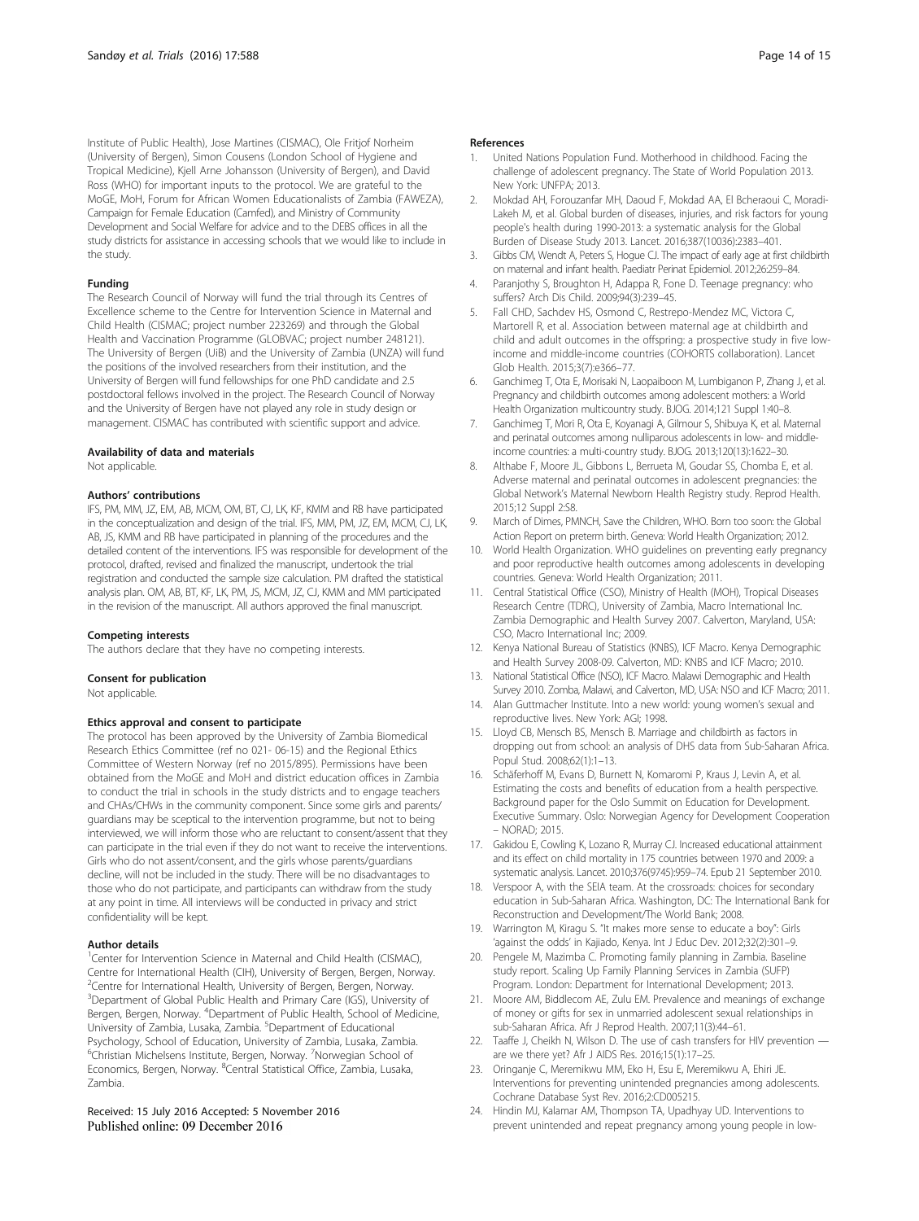Institute of Public Health), Jose Martines (CISMAC), Ole Fritjof Norheim (University of Bergen), Simon Cousens (London School of Hygiene and Tropical Medicine), Kjell Arne Johansson (University of Bergen), and David Ross (WHO) for important inputs to the protocol. We are grateful to the MoGE, MoH, Forum for African Women Educationalists of Zambia (FAWEZA), Campaign for Female Education (Camfed), and Ministry of Community Development and Social Welfare for advice and to the DEBS offices in all the study districts for assistance in accessing schools that we would like to include in the study.

#### Funding

The Research Council of Norway will fund the trial through its Centres of Excellence scheme to the Centre for Intervention Science in Maternal and Child Health (CISMAC; project number 223269) and through the Global Health and Vaccination Programme (GLOBVAC; project number 248121). The University of Bergen (UiB) and the University of Zambia (UNZA) will fund the positions of the involved researchers from their institution, and the University of Bergen will fund fellowships for one PhD candidate and 2.5 postdoctoral fellows involved in the project. The Research Council of Norway and the University of Bergen have not played any role in study design or management. CISMAC has contributed with scientific support and advice.

#### Availability of data and materials

Not applicable.

#### Authors' contributions

IFS, PM, MM, JZ, EM, AB, MCM, OM, BT, CJ, LK, KF, KMM and RB have participated in the conceptualization and design of the trial. IFS, MM, PM, JZ, EM, MCM, CJ, LK, AB, JS, KMM and RB have participated in planning of the procedures and the detailed content of the interventions. IFS was responsible for development of the protocol, drafted, revised and finalized the manuscript, undertook the trial registration and conducted the sample size calculation. PM drafted the statistical analysis plan. OM, AB, BT, KF, LK, PM, JS, MCM, JZ, CJ, KMM and MM participated in the revision of the manuscript. All authors approved the final manuscript.

#### Competing interests

The authors declare that they have no competing interests.

#### Consent for publication

Not applicable.

#### Ethics approval and consent to participate

The protocol has been approved by the University of Zambia Biomedical Research Ethics Committee (ref no 021- 06-15) and the Regional Ethics Committee of Western Norway (ref no 2015/895). Permissions have been obtained from the MoGE and MoH and district education offices in Zambia to conduct the trial in schools in the study districts and to engage teachers and CHAs/CHWs in the community component. Since some girls and parents/guardians may be sceptical to the intervention programme, but not to being interviewed, we will inform those who are reluctant to consent/assent that they can participate in the trial even if they do not want to receive the interventions. Girls who do not assent/consent, and the girls whose parents/guardians decline, will not be included in the study. There will be no disadvantages to those who do not participate, and participants can withdraw from the study at any point in time. All interviews will be conducted in privacy and strict confidentiality will be kept.

#### Author details

[1]Center for Intervention Science in Maternal and Child Health (CISMAC), Centre for International Health (CIH), University of Bergen, Bergen, Norway. [2]Centre for International Health, University of Bergen, Bergen, Norway. [3]Department of Global Public Health and Primary Care (IGS), University of Bergen, Bergen, Norway. [4]Department of Public Health, School of Medicine, University of Zambia, Lusaka, Zambia. [5]Department of Educational Psychology, School of Education, University of Zambia, Lusaka, Zambia. [6]Christian Michelsens Institute, Bergen, Norway. [7]Norwegian School of Economics, Bergen, Norway. [8]Central Statistical Office, Zambia, Lusaka, Zambia.

Received: 15 July 2016 Accepted: 5 November 2016
Published online: 09 December 2016

#### References

1. United Nations Population Fund. Motherhood in childhood. Facing the challenge of adolescent pregnancy. The State of World Population 2013. New York: UNFPA; 2013.
2. Mokdad AH, Forouzanfar MH, Daoud F, Mokdad AA, El Bcheraoui C, Moradi-Lakeh M, et al. Global burden of diseases, injuries, and risk factors for young people's health during 1990-2013: a systematic analysis for the Global Burden of Disease Study 2013. Lancet. 2016;387(10036):2383–401.
3. Gibbs CM, Wendt A, Peters S, Hogue CJ. The impact of early age at first childbirth on maternal and infant health. Paediatr Perinat Epidemiol. 2012;26:259–84.
4. Paranjothy S, Broughton H, Adappa R, Fone D. Teenage pregnancy: who suffers? Arch Dis Child. 2009;94(3):239–45.
5. Fall CHD, Sachdev HS, Osmond C, Restrepo-Mendez MC, Victora C, Martorell R, et al. Association between maternal age at childbirth and child and adult outcomes in the offspring: a prospective study in five low-income and middle-income countries (COHORTS collaboration). Lancet Glob Health. 2015;3(7):e366–77.
6. Ganchimeg T, Ota E, Morisaki N, Laopaiboon M, Lumbiganon P, Zhang J, et al. Pregnancy and childbirth outcomes among adolescent mothers: a World Health Organization multicountry study. BJOG. 2014;121 Suppl 1:40–8.
7. Ganchimeg T, Mori R, Ota E, Koyanagi A, Gilmour S, Shibuya K, et al. Maternal and perinatal outcomes among nulliparous adolescents in low- and middle-income countries: a multi-country study. BJOG. 2013;120(13):1622–30.
8. Althabe F, Moore JL, Gibbons L, Berrueta M, Goudar SS, Chomba E, et al. Adverse maternal and perinatal outcomes in adolescent pregnancies: the Global Network's Maternal Newborn Health Registry study. Reprod Health. 2015;12 Suppl 2:S8.
9. March of Dimes, PMNCH, Save the Children, WHO. Born too soon: the Global Action Report on preterm birth. Geneva: World Health Organization; 2012.
10. World Health Organization. WHO guidelines on preventing early pregnancy and poor reproductive health outcomes among adolescents in developing countries. Geneva: World Health Organization; 2011.
11. Central Statistical Office (CSO), Ministry of Health (MOH), Tropical Diseases Research Centre (TDRC), University of Zambia, Macro International Inc. Zambia Demographic and Health Survey 2007. Calverton, Maryland, USA: CSO, Macro International Inc; 2009.
12. Kenya National Bureau of Statistics (KNBS), ICF Macro. Kenya Demographic and Health Survey 2008-09. Calverton, MD: KNBS and ICF Macro; 2010.
13. National Statistical Office (NSO), ICF Macro. Malawi Demographic and Health Survey 2010. Zomba, Malawi, and Calverton, MD, USA: NSO and ICF Macro; 2011.
14. Alan Guttmacher Institute. Into a new world: young women's sexual and reproductive lives. New York: AGI; 1998.
15. Lloyd CB, Mensch BS, Mensch B. Marriage and childbirth as factors in dropping out from school: an analysis of DHS data from Sub-Saharan Africa. Popul Stud. 2008;62(1):1–13.
16. Schäferhoff M, Evans D, Burnett N, Komaromi P, Kraus J, Levin A, et al. Estimating the costs and benefits of education from a health perspective. Background paper for the Oslo Summit on Education for Development. Executive Summary. Oslo: Norwegian Agency for Development Cooperation – NORAD; 2015.
17. Gakidou E, Cowling K, Lozano R, Murray CJ. Increased educational attainment and its effect on child mortality in 175 countries between 1970 and 2009: a systematic analysis. Lancet. 2010;376(9745):959–74. Epub 21 September 2010.
18. Verspoor A, with the SEIA team. At the crossroads: choices for secondary education in Sub-Saharan Africa. Washington, DC: The International Bank for Reconstruction and Development/The World Bank; 2008.
19. Warrington M, Kiragu S. "It makes more sense to educate a boy": Girls 'against the odds' in Kajiado, Kenya. Int J Educ Dev. 2012;32(2):301–9.
20. Pengele M, Mazimba C. Promoting family planning in Zambia. Baseline study report. Scaling Up Family Planning Services in Zambia (SUFP) Program. London: Department for International Development; 2013.
21. Moore AM, Biddlecom AE, Zulu EM. Prevalence and meanings of exchange of money or gifts for sex in unmarried adolescent sexual relationships in sub-Saharan Africa. Afr J Reprod Health. 2007;11(3):44–61.
22. Taaffe J, Cheikh N, Wilson D. The use of cash transfers for HIV prevention — are we there yet? Afr J AIDS Res. 2016;15(1):17–25.
23. Oringanje C, Meremikwu MM, Eko H, Esu E, Meremikwu A, Ehiri JE. Interventions for preventing unintended pregnancies among adolescents. Cochrane Database Syst Rev. 2016;2:CD005215.
24. Hindin MJ, Kalamar AM, Thompson TA, Upadhyay UD. Interventions to prevent unintended and repeat pregnancy among young people in low-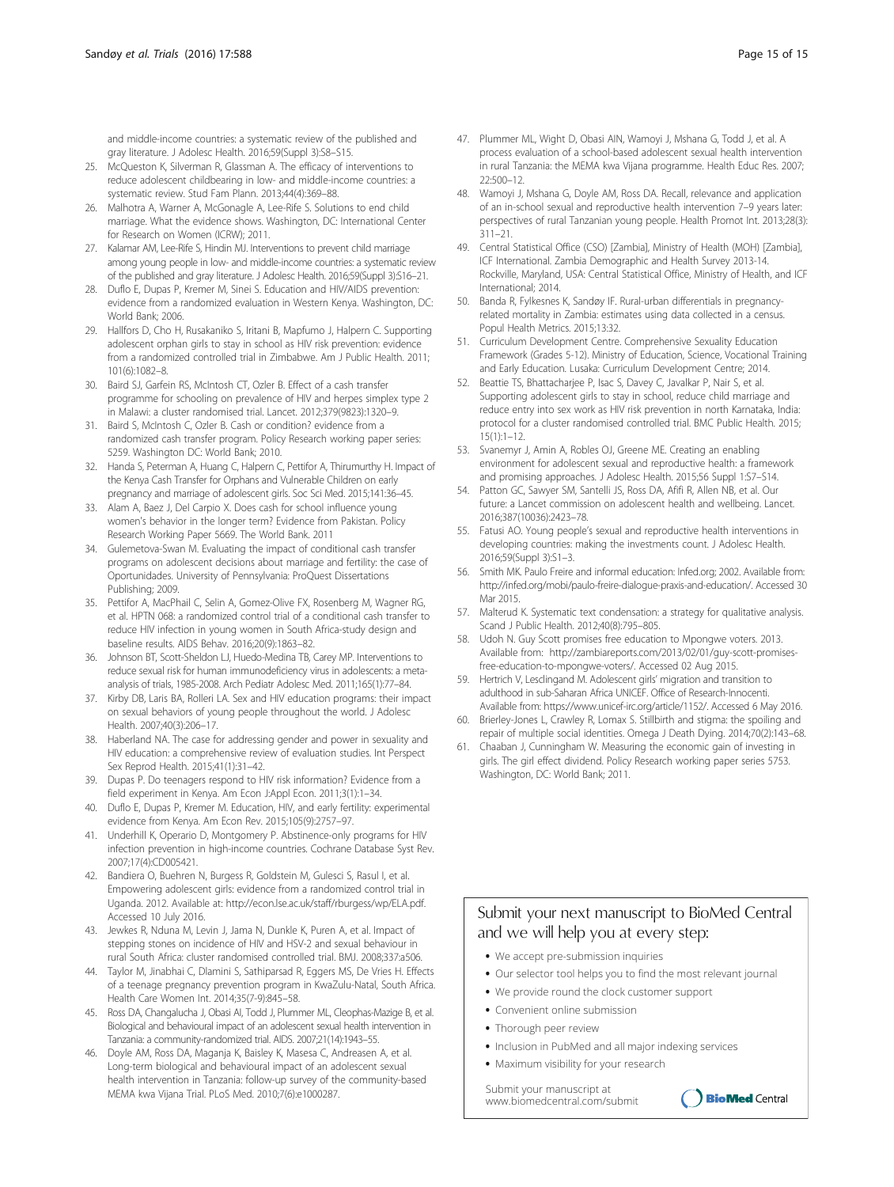and middle-income countries: a systematic review of the published and gray literature. J Adolesc Health. 2016;59(Suppl 3):S8–S15.

25. McQueston K, Silverman R, Glassman A. The efficacy of interventions to reduce adolescent childbearing in low- and middle-income countries: a systematic review. Stud Fam Plann. 2013;44(4):369–88.
26. Malhotra A, Warner A, McGonagle A, Lee-Rife S. Solutions to end child marriage. What the evidence shows. Washington, DC: International Center for Research on Women (ICRW); 2011.
27. Kalamar AM, Lee-Rife S, Hindin MJ. Interventions to prevent child marriage among young people in low- and middle-income countries: a systematic review of the published and gray literature. J Adolesc Health. 2016;59(Suppl 3):S16–21.
28. Duflo E, Dupas P, Kremer M, Sinei S. Education and HIV/AIDS prevention: evidence from a randomized evaluation in Western Kenya. Washington, DC: World Bank; 2006.
29. Hallfors D, Cho H, Rusakaniko S, Iritani B, Mapfumo J, Halpern C. Supporting adolescent orphan girls to stay in school as HIV risk prevention: evidence from a randomized controlled trial in Zimbabwe. Am J Public Health. 2011; 101(6):1082–8.
30. Baird SJ, Garfein RS, McIntosh CT, Ozler B. Effect of a cash transfer programme for schooling on prevalence of HIV and herpes simplex type 2 in Malawi: a cluster randomised trial. Lancet. 2012;379(9823):1320–9.
31. Baird S, McIntosh C, Ozler B. Cash or condition? evidence from a randomized cash transfer program. Policy Research working paper series: 5259. Washington DC: World Bank; 2010.
32. Handa S, Peterman A, Huang C, Halpern C, Pettifor A, Thirumurthy H. Impact of the Kenya Cash Transfer for Orphans and Vulnerable Children on early pregnancy and marriage of adolescent girls. Soc Sci Med. 2015;141:36–45.
33. Alam A, Baez J, Del Carpio X. Does cash for school influence young women's behavior in the longer term? Evidence from Pakistan. Policy Research Working Paper 5669. The World Bank. 2011
34. Gulemetova-Swan M. Evaluating the impact of conditional cash transfer programs on adolescent decisions about marriage and fertility: the case of Oportunidades. University of Pennsylvania: ProQuest Dissertations Publishing; 2009.
35. Pettifor A, MacPhail C, Selin A, Gomez-Olive FX, Rosenberg M, Wagner RG, et al. HPTN 068: a randomized control trial of a conditional cash transfer to reduce HIV infection in young women in South Africa-study design and baseline results. AIDS Behav. 2016;20(9):1863–82.
36. Johnson BT, Scott-Sheldon LJ, Huedo-Medina TB, Carey MP. Interventions to reduce sexual risk for human immunodeficiency virus in adolescents: a meta-analysis of trials, 1985-2008. Arch Pediatr Adolesc Med. 2011;165(1):77–84.
37. Kirby DB, Laris BA, Rolleri LA. Sex and HIV education programs: their impact on sexual behaviors of young people throughout the world. J Adolesc Health. 2007;40(3):206–17.
38. Haberland NA. The case for addressing gender and power in sexuality and HIV education: a comprehensive review of evaluation studies. Int Perspect Sex Reprod Health. 2015;41(1):31–42.
39. Dupas P. Do teenagers respond to HIV risk information? Evidence from a field experiment in Kenya. Am Econ J:Appl Econ. 2011;3(1):1–34.
40. Duflo E, Dupas P, Kremer M. Education, HIV, and early fertility: experimental evidence from Kenya. Am Econ Rev. 2015;105(9):2757–97.
41. Underhill K, Operario D, Montgomery P. Abstinence-only programs for HIV infection prevention in high-income countries. Cochrane Database Syst Rev. 2007;17(4):CD005421.
42. Bandiera O, Buehren N, Burgess R, Goldstein M, Gulesci S, Rasul I, et al. Empowering adolescent girls: evidence from a randomized control trial in Uganda. 2012. Available at: http://econ.lse.ac.uk/staff/rburgess/wp/ELA.pdf. Accessed 10 July 2016.
43. Jewkes R, Nduna M, Levin J, Jama N, Dunkle K, Puren A, et al. Impact of stepping stones on incidence of HIV and HSV-2 and sexual behaviour in rural South Africa: cluster randomised controlled trial. BMJ. 2008;337:a506.
44. Taylor M, Jinabhai C, Dlamini S, Sathiparsad R, Eggers MS, De Vries H. Effects of a teenage pregnancy prevention program in KwaZulu-Natal, South Africa. Health Care Women Int. 2014;35(7-9):845–58.
45. Ross DA, Changalucha J, Obasi AI, Todd J, Plummer ML, Cleophas-Mazige B, et al. Biological and behavioural impact of an adolescent sexual health intervention in Tanzania: a community-randomized trial. AIDS. 2007;21(14):1943–55.
46. Doyle AM, Ross DA, Maganja K, Baisley K, Masesa C, Andreasen A, et al. Long-term biological and behavioural impact of an adolescent sexual health intervention in Tanzania: follow-up survey of the community-based MEMA kwa Vijana Trial. PLoS Med. 2010;7(6):e1000287.
47. Plummer ML, Wight D, Obasi AIN, Wamoyi J, Mshana G, Todd J, et al. A process evaluation of a school-based adolescent sexual health intervention in rural Tanzania: the MEMA kwa Vijana programme. Health Educ Res. 2007; 22:500–12.
48. Wamoyi J, Mshana G, Doyle AM, Ross DA. Recall, relevance and application of an in-school sexual and reproductive health intervention 7–9 years later: perspectives of rural Tanzanian young people. Health Promot Int. 2013;28(3): 311–21.
49. Central Statistical Office (CSO) [Zambia], Ministry of Health (MOH) [Zambia], ICF International. Zambia Demographic and Health Survey 2013-14. Rockville, Maryland, USA: Central Statistical Office, Ministry of Health, and ICF International; 2014.
50. Banda R, Fylkesnes K, Sandøy IF. Rural-urban differentials in pregnancy-related mortality in Zambia: estimates using data collected in a census. Popul Health Metrics. 2015;13:32.
51. Curriculum Development Centre. Comprehensive Sexuality Education Framework (Grades 5-12). Ministry of Education, Science, Vocational Training and Early Education. Lusaka: Curriculum Development Centre; 2014.
52. Beattie TS, Bhattacharjee P, Isac S, Davey C, Javalkar P, Nair S, et al. Supporting adolescent girls to stay in school, reduce child marriage and reduce entry into sex work as HIV risk prevention in north Karnataka, India: protocol for a cluster randomised controlled trial. BMC Public Health. 2015; 15(1):1–12.
53. Svanemyr J, Amin A, Robles OJ, Greene ME. Creating an enabling environment for adolescent sexual and reproductive health: a framework and promising approaches. J Adolesc Health. 2015;56 Suppl 1:S7–S14.
54. Patton GC, Sawyer SM, Santelli JS, Ross DA, Afifi R, Allen NB, et al. Our future: a Lancet commission on adolescent health and wellbeing. Lancet. 2016;387(10036):2423–78.
55. Fatusi AO. Young people's sexual and reproductive health interventions in developing countries: making the investments count. J Adolesc Health. 2016;59(Suppl 3):S1–3.
56. Smith MK. Paulo Freire and informal education: Infed.org; 2002. Available from: http://infed.org/mobi/paulo-freire-dialogue-praxis-and-education/. Accessed 30 Mar 2015.
57. Malterud K. Systematic text condensation: a strategy for qualitative analysis. Scand J Public Health. 2012;40(8):795–805.
58. Udoh N. Guy Scott promises free education to Mpongwe voters. 2013. Available from: http://zambiareports.com/2013/02/01/guy-scott-promises-free-education-to-mpongwe-voters/. Accessed 02 Aug 2015.
59. Hertrich V, Lesclingand M. Adolescent girls' migration and transition to adulthood in sub-Saharan Africa UNICEF. Office of Research-Innocenti. Available from: https://www.unicef-irc.org/article/1152/. Accessed 6 May 2016.
60. Brierley-Jones L, Crawley R, Lomax S. Stillbirth and stigma: the spoiling and repair of multiple social identities. Omega J Death Dying. 2014;70(2):143–68.
61. Chaaban J, Cunningham W. Measuring the economic gain of investing in girls. The girl effect dividend. Policy Research working paper series 5753. Washington, DC: World Bank; 2011.

## Submit your next manuscript to BioMed Central and we will help you at every step:

- We accept pre-submission inquiries
- Our selector tool helps you to find the most relevant journal
- We provide round the clock customer support
- Convenient online submission
- Thorough peer review
- Inclusion in PubMed and all major indexing services
- Maximum visibility for your research

Submit your manuscript at
www.biomedcentral.com/submit

BioMed Central